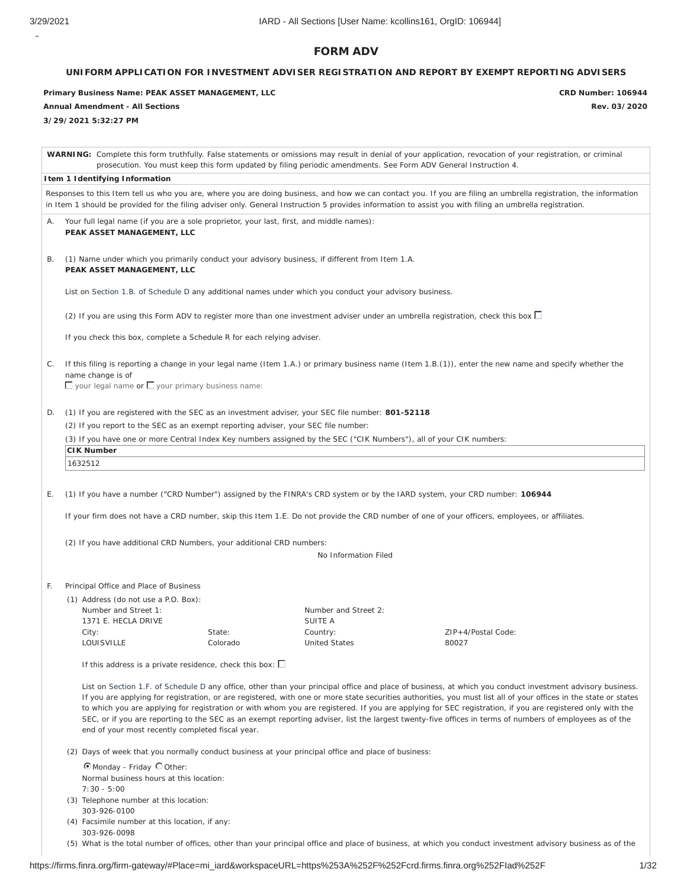# FORM ADV

## UNIFORM APPLICATION FOR INVESTMENT ADVISER REGISTRATION AND REPORT BY EXEMPT REPORTING ADVISERS

**Primary Business Name: PEAK ASSET MANAGEMENT, LLC**

**CRD Number: 106944**

**Annual Amendment - All Sections**

**Rev. 03/2020**

**3/29/2021 5:32:27 PM**

**WARNING:** Complete this form truthfully. False statements or omissions may result in denial of your application, revocation of your registration, or criminal prosecution. You must keep this form updated by filing periodic amendments. See Form ADV General Instruction 4.

**Item 1 Identifying Information**

Responses to this Item tell us who you are, where you are doing business, and how we can contact you. If you are filing an umbrella registration, the information in Item 1 should be provided for the filing adviser only. General Instruction 5 provides information to assist you with filing an umbrella registration.

A. Your full legal name (if you are a sole proprietor, your last, first, and middle names):
**PEAK ASSET MANAGEMENT, LLC**

B. (1) Name under which you primarily conduct your advisory business, if different from Item 1.A.
**PEAK ASSET MANAGEMENT, LLC**

List on Section 1.B. of Schedule D any additional names under which you conduct your advisory business.

(2) If you are using this Form ADV to register more than one investment adviser under an umbrella registration, check this box ☐

If you check this box, complete a Schedule R for each relying adviser.

C. If this filing is reporting a change in your legal name (Item 1.A.) or primary business name (Item 1.B.(1)), enter the new name and specify whether the name change is of
☐ your legal name or ☐ your primary business name:

D. (1) If you are registered with the SEC as an investment adviser, your SEC file number: **801-52118**

(2) If you report to the SEC as an exempt reporting adviser, your SEC file number:

(3) If you have one or more Central Index Key numbers assigned by the SEC ("CIK Numbers"), all of your CIK numbers:

| CIK Number |
|---|
| 1632512 |

E. (1) If you have a number ("CRD Number") assigned by the FINRA's CRD system or by the IARD system, your CRD number: **106944**

If your firm does not have a CRD number, skip this Item 1.E. Do not provide the CRD number of one of your officers, employees, or affiliates.

(2) If you have additional CRD Numbers, your additional CRD numbers:
No Information Filed

F. Principal Office and Place of Business

(1) Address (do not use a P.O. Box):

| Number and Street 1: | | Number and Street 2: | |
|---|---|---|---|
| 1371 E. HECLA DRIVE | | SUITE A | |
| City: | State: | Country: | ZIP+4/Postal Code: |
| LOUISVILLE | Colorado | United States | 80027 |

If this address is a private residence, check this box: ☐

List on Section 1.F. of Schedule D any office, other than your principal office and place of business, at which you conduct investment advisory business. If you are applying for registration, or are registered, with one or more state securities authorities, you must list all of your offices in the state or states to which you are applying for registration or with whom you are registered. If you are applying for SEC registration, if you are registered only with the SEC, or if you are reporting to the SEC as an exempt reporting adviser, list the largest twenty-five offices in terms of numbers of employees as of the end of your most recently completed fiscal year.

(2) Days of week that you normally conduct business at your principal office and place of business:

◉ Monday - Friday ○ Other:

Normal business hours at this location:
7:30 - 5:00

(3) Telephone number at this location:
303-926-0100

(4) Facsimile number at this location, if any:
303-926-0098

(5) What is the total number of offices, other than your principal office and place of business, at which you conduct investment advisory business as of the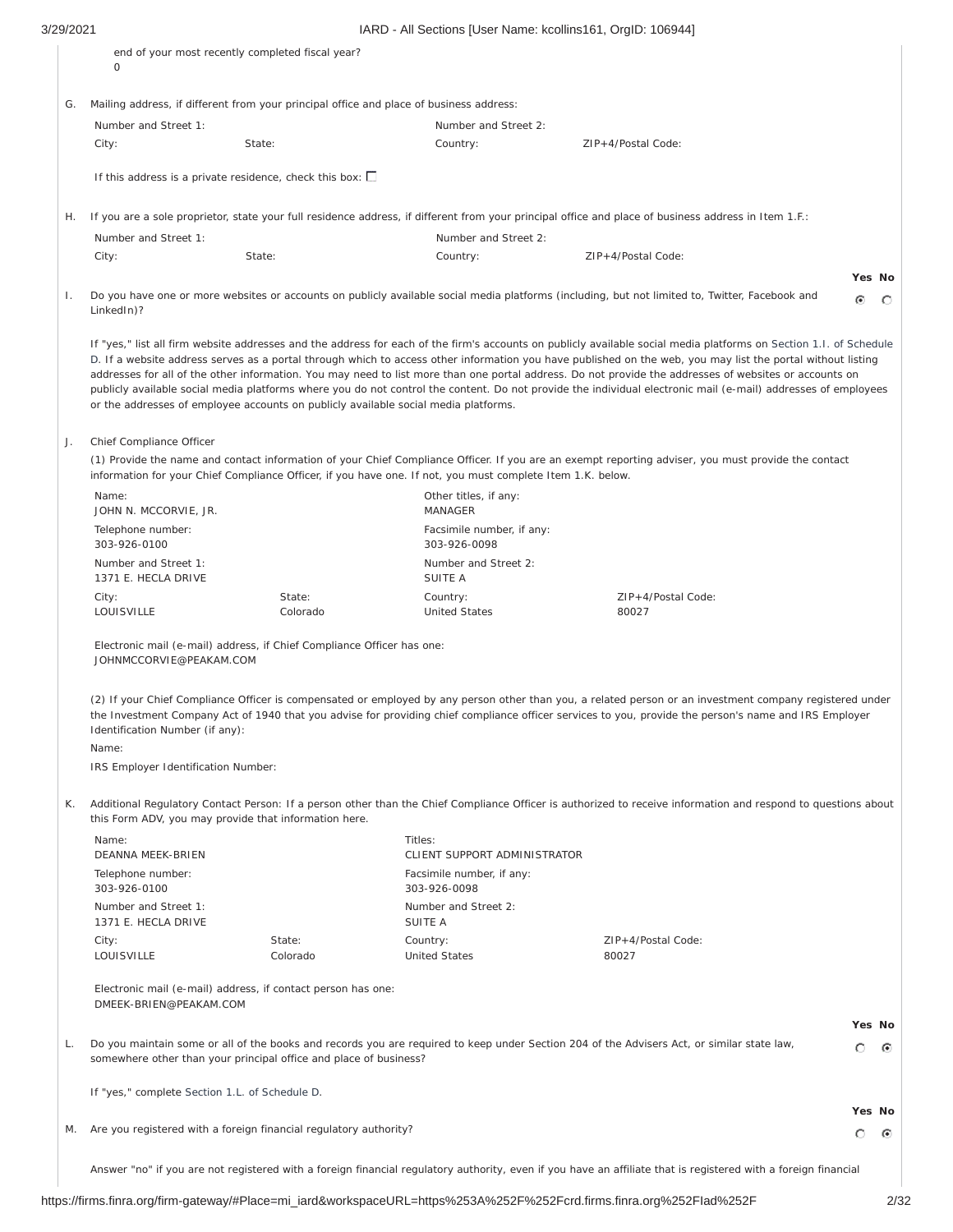end of your most recently completed fiscal year?
0

G. Mailing address, if different from your principal office and place of business address:

Number and Street 1:
Number and Street 2:
City:
State:
Country:
ZIP+4/Postal Code:

If this address is a private residence, check this box: ☐

H. If you are a sole proprietor, state your full residence address, if different from your principal office and place of business address in Item 1.F.:

Number and Street 1:
Number and Street 2:
City:
State:
Country:
ZIP+4/Postal Code:

| | | Yes | No |
|---|---|---|---|
| I. | Do you have one or more websites or accounts on publicly available social media platforms (including, but not limited to, Twitter, Facebook and LinkedIn)? | ◉ | ○ |

If "yes," list all firm website addresses and the address for each of the firm's accounts on publicly available social media platforms on Section 1.I. of Schedule D. If a website address serves as a portal through which to access other information you have published on the web, you may list the portal without listing addresses for all of the other information. You may need to list more than one portal address. Do not provide the addresses of websites or accounts on publicly available social media platforms where you do not control the content. Do not provide the individual electronic mail (e-mail) addresses of employees or the addresses of employee accounts on publicly available social media platforms.

J. Chief Compliance Officer

(1) Provide the name and contact information of your Chief Compliance Officer. If you are an exempt reporting adviser, you must provide the contact information for your Chief Compliance Officer, if you have one. If not, you must complete Item 1.K. below.

Name:
JOHN N. MCCORVIE, JR.

Other titles, if any:
MANAGER

Telephone number:
303-926-0100

Facsimile number, if any:
303-926-0098

Number and Street 1:
1371 E. HECLA DRIVE

Number and Street 2:
SUITE A

City:
LOUISVILLE

State:
Colorado

Country:
United States

ZIP+4/Postal Code:
80027

Electronic mail (e-mail) address, if Chief Compliance Officer has one:
JOHNMCCORVIE@PEAKAM.COM

(2) If your Chief Compliance Officer is compensated or employed by any person other than you, a related person or an investment company registered under the Investment Company Act of 1940 that you advise for providing chief compliance officer services to you, provide the person's name and IRS Employer Identification Number (if any):

Name:

IRS Employer Identification Number:

K. Additional Regulatory Contact Person: If a person other than the Chief Compliance Officer is authorized to receive information and respond to questions about this Form ADV, you may provide that information here.

Name:
DEANNA MEEK-BRIEN

Titles:
CLIENT SUPPORT ADMINISTRATOR

Telephone number:
303-926-0100

Facsimile number, if any:
303-926-0098

Number and Street 1:
1371 E. HECLA DRIVE

Number and Street 2:
SUITE A

City:
LOUISVILLE

State:
Colorado

Country:
United States

ZIP+4/Postal Code:
80027

Electronic mail (e-mail) address, if contact person has one:
DMEEK-BRIEN@PEAKAM.COM

| | | Yes | No |
|---|---|---|---|
| L. | Do you maintain some or all of the books and records you are required to keep under Section 204 of the Advisers Act, or similar state law, somewhere other than your principal office and place of business? | ○ | ◉ |

If "yes," complete Section 1.L. of Schedule D.

| | | Yes | No |
|---|---|---|---|
| M. | Are you registered with a foreign financial regulatory authority? | ○ | ◉ |

Answer "no" if you are not registered with a foreign financial regulatory authority, even if you have an affiliate that is registered with a foreign financial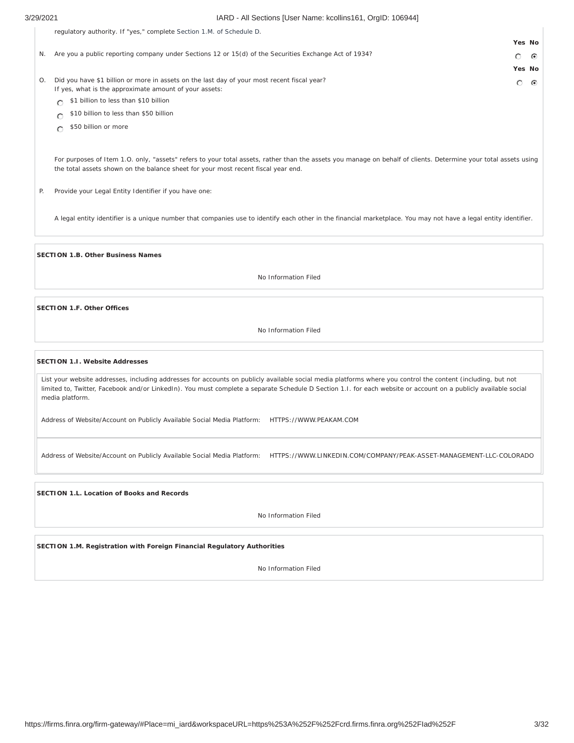regulatory authority. If "yes," complete Section 1.M. of Schedule D.

N. Are you a public reporting company under Sections 12 or 15(d) of the Securities Exchange Act of 1934?

| Yes | No |
|---|---|
| ○ | ◉ |

O. Did you have $1 billion or more in assets on the last day of your most recent fiscal year?

| Yes | No |
|---|---|
| ○ | ◉ |

If yes, what is the approximate amount of your assets:

- ○ $1 billion to less than $10 billion
- ○ $10 billion to less than $50 billion
- ○ $50 billion or more

For purposes of Item 1.O. only, "assets" refers to your total assets, rather than the assets you manage on behalf of clients. Determine your total assets using the total assets shown on the balance sheet for your most recent fiscal year end.

P. Provide your Legal Entity Identifier if you have one:

A legal entity identifier is a unique number that companies use to identify each other in the financial marketplace. You may not have a legal entity identifier.

**SECTION 1.B. Other Business Names**

No Information Filed

**SECTION 1.F. Other Offices**

No Information Filed

**SECTION 1.I. Website Addresses**

List your website addresses, including addresses for accounts on publicly available social media platforms where you control the content (including, but not limited to, Twitter, Facebook and/or LinkedIn). You must complete a separate Schedule D Section 1.I. for each website or account on a publicly available social media platform.

Address of Website/Account on Publicly Available Social Media Platform: HTTPS://WWW.PEAKAM.COM

Address of Website/Account on Publicly Available Social Media Platform: HTTPS://WWW.LINKEDIN.COM/COMPANY/PEAK-ASSET-MANAGEMENT-LLC-COLORADO

**SECTION 1.L. Location of Books and Records**

No Information Filed

**SECTION 1.M. Registration with Foreign Financial Regulatory Authorities**

No Information Filed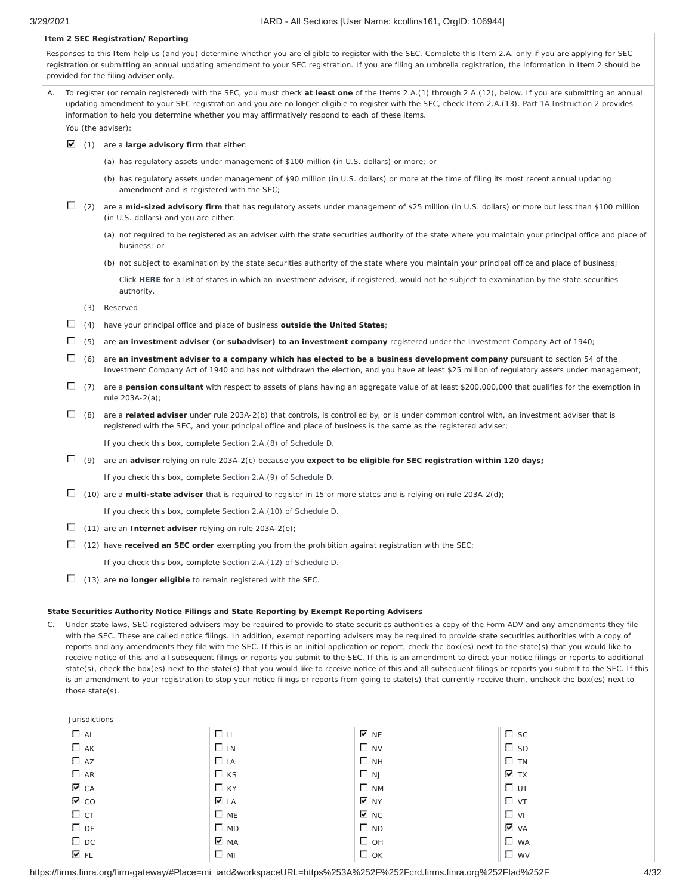**Item 2 SEC Registration/Reporting**

Responses to this Item help us (and you) determine whether you are eligible to register with the SEC. Complete this Item 2.A. only if you are applying for SEC registration or submitting an annual updating amendment to your SEC registration. If you are filing an umbrella registration, the information in Item 2 should be provided for the filing adviser only.

A. To register (or remain registered) with the SEC, you must check **at least one** of the Items 2.A.(1) through 2.A.(12), below. If you are submitting an annual updating amendment to your SEC registration and you are no longer eligible to register with the SEC, check Item 2.A.(13). Part 1A Instruction 2 provides information to help you determine whether you may affirmatively respond to each of these items.

You (the adviser):

- [x] (1) are a **large advisory firm** that either:
  - (a) has regulatory assets under management of $100 million (in U.S. dollars) or more; or
  - (b) has regulatory assets under management of $90 million (in U.S. dollars) or more at the time of filing its most recent annual updating amendment and is registered with the SEC;
- [ ] (2) are a **mid-sized advisory firm** that has regulatory assets under management of $25 million (in U.S. dollars) or more but less than $100 million (in U.S. dollars) and you are either:
  - (a) not required to be registered as an adviser with the state securities authority of the state where you maintain your principal office and place of business; or
  - (b) not subject to examination by the state securities authority of the state where you maintain your principal office and place of business;

    Click **HERE** for a list of states in which an investment adviser, if registered, would not be subject to examination by the state securities authority.
- (3) Reserved
- [ ] (4) have your principal office and place of business **outside the United States**;
- [ ] (5) are **an investment adviser (or subadviser) to an investment company** registered under the Investment Company Act of 1940;
- [ ] (6) are **an investment adviser to a company which has elected to be a business development company** pursuant to section 54 of the Investment Company Act of 1940 and has not withdrawn the election, and you have at least $25 million of regulatory assets under management;
- [ ] (7) are a **pension consultant** with respect to assets of plans having an aggregate value of at least $200,000,000 that qualifies for the exemption in rule 203A-2(a);
- [ ] (8) are a **related adviser** under rule 203A-2(b) that controls, is controlled by, or is under common control with, an investment adviser that is registered with the SEC, and your principal office and place of business is the same as the registered adviser;

  If you check this box, complete Section 2.A.(8) of Schedule D.
- [ ] (9) are an **adviser** relying on rule 203A-2(c) because you **expect to be eligible for SEC registration within 120 days;**

  If you check this box, complete Section 2.A.(9) of Schedule D.
- [ ] (10) are a **multi-state adviser** that is required to register in 15 or more states and is relying on rule 203A-2(d);

  If you check this box, complete Section 2.A.(10) of Schedule D.
- [ ] (11) are an **Internet adviser** relying on rule 203A-2(e);
- [ ] (12) have **received an SEC order** exempting you from the prohibition against registration with the SEC;

  If you check this box, complete Section 2.A.(12) of Schedule D.
- [ ] (13) are **no longer eligible** to remain registered with the SEC.

**State Securities Authority Notice Filings and State Reporting by Exempt Reporting Advisers**

C. Under state laws, SEC-registered advisers may be required to provide to state securities authorities a copy of the Form ADV and any amendments they file with the SEC. These are called notice filings. In addition, exempt reporting advisers may be required to provide state securities authorities with a copy of reports and any amendments they file with the SEC. If this is an initial application or report, check the box(es) next to the state(s) that you would like to receive notice of this and all subsequent filings or reports you submit to the SEC. If this is an amendment to direct your notice filings or reports to additional state(s), check the box(es) next to the state(s) that you would like to receive notice of this and all subsequent filings or reports you submit to the SEC. If this is an amendment to your registration to stop your notice filings or reports from going to state(s) that currently receive them, uncheck the box(es) next to those state(s).

Jurisdictions

| | | | |
|---|---|---|---|
| ☐ AL | ☐ IL | ☑ NE | ☐ SC |
| ☐ AK | ☐ IN | ☐ NV | ☐ SD |
| ☐ AZ | ☐ IA | ☐ NH | ☐ TN |
| ☐ AR | ☐ KS | ☐ NJ | ☑ TX |
| ☑ CA | ☐ KY | ☐ NM | ☐ UT |
| ☑ CO | ☑ LA | ☑ NY | ☐ VT |
| ☐ CT | ☐ ME | ☑ NC | ☐ VI |
| ☐ DE | ☐ MD | ☐ ND | ☑ VA |
| ☐ DC | ☑ MA | ☐ OH | ☐ WA |
| ☑ FL | ☐ MI | ☐ OK | ☐ WV |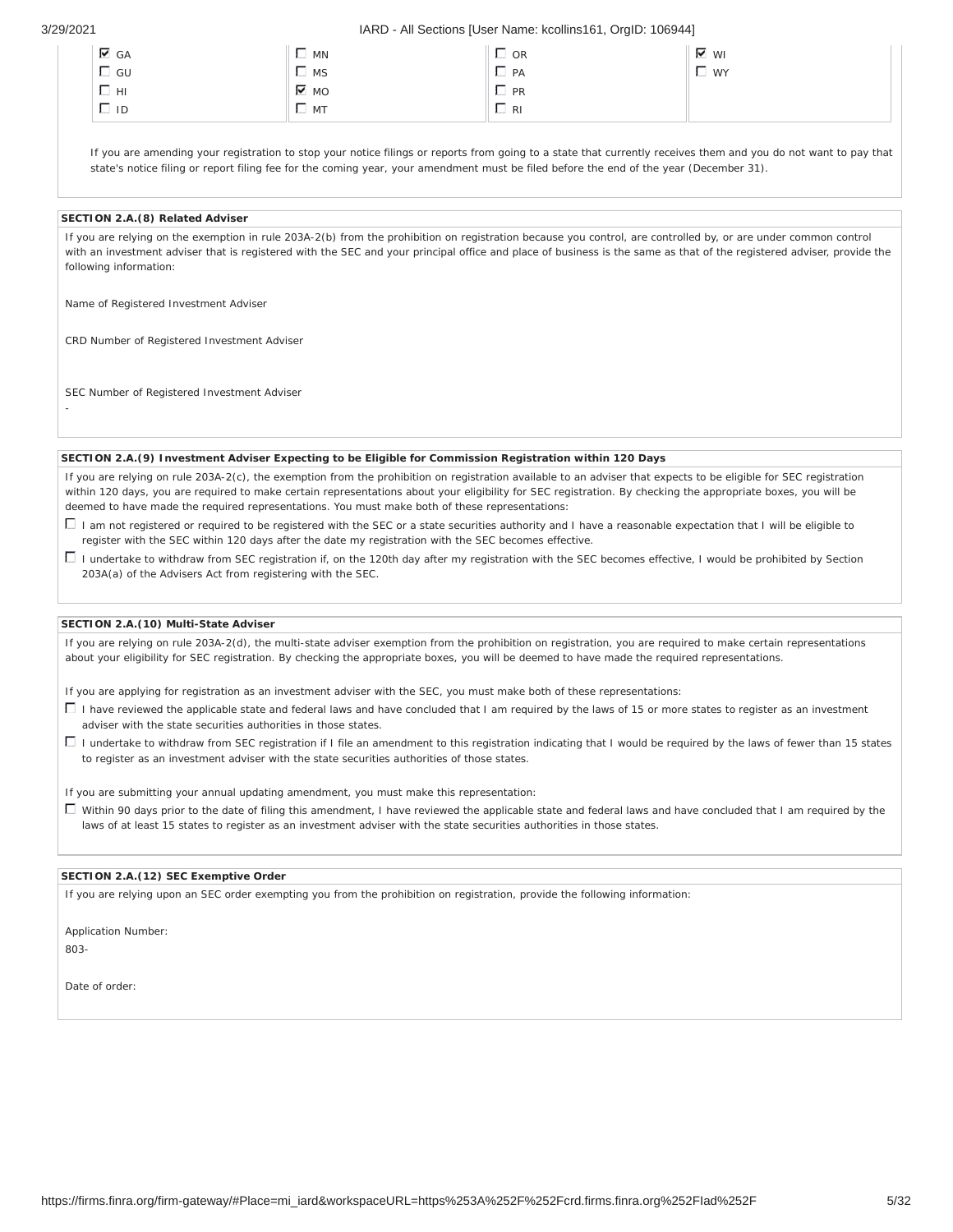| | | | |
|---|---|---|---|
| ☑ GA | ☐ MN | ☐ OR | ☑ WI |
| ☐ GU | ☐ MS | ☐ PA | ☐ WY |
| ☐ HI | ☑ MO | ☐ PR | |
| ☐ ID | ☐ MT | ☐ RI | |

If you are amending your registration to stop your notice filings or reports from going to a state that currently receives them and you do not want to pay that state's notice filing or report filing fee for the coming year, your amendment must be filed before the end of the year (December 31).

**SECTION 2.A.(8) Related Adviser**

If you are relying on the exemption in rule 203A-2(b) from the prohibition on registration because you control, are controlled by, or are under common control with an investment adviser that is registered with the SEC and your principal office and place of business is the same as that of the registered adviser, provide the following information:

Name of Registered Investment Adviser

CRD Number of Registered Investment Adviser

SEC Number of Registered Investment Adviser

-

**SECTION 2.A.(9) Investment Adviser Expecting to be Eligible for Commission Registration within 120 Days**

If you are relying on rule 203A-2(c), the exemption from the prohibition on registration available to an adviser that expects to be eligible for SEC registration within 120 days, you are required to make certain representations about your eligibility for SEC registration. By checking the appropriate boxes, you will be deemed to have made the required representations. You must make both of these representations:

☐ I am not registered or required to be registered with the SEC or a state securities authority and I have a reasonable expectation that I will be eligible to register with the SEC within 120 days after the date my registration with the SEC becomes effective.

☐ I undertake to withdraw from SEC registration if, on the 120th day after my registration with the SEC becomes effective, I would be prohibited by Section 203A(a) of the Advisers Act from registering with the SEC.

**SECTION 2.A.(10) Multi-State Adviser**

If you are relying on rule 203A-2(d), the multi-state adviser exemption from the prohibition on registration, you are required to make certain representations about your eligibility for SEC registration. By checking the appropriate boxes, you will be deemed to have made the required representations.

If you are applying for registration as an investment adviser with the SEC, you must make both of these representations:

☐ I have reviewed the applicable state and federal laws and have concluded that I am required by the laws of 15 or more states to register as an investment adviser with the state securities authorities in those states.

☐ I undertake to withdraw from SEC registration if I file an amendment to this registration indicating that I would be required by the laws of fewer than 15 states to register as an investment adviser with the state securities authorities of those states.

If you are submitting your annual updating amendment, you must make this representation:

☐ Within 90 days prior to the date of filing this amendment, I have reviewed the applicable state and federal laws and have concluded that I am required by the laws of at least 15 states to register as an investment adviser with the state securities authorities in those states.

**SECTION 2.A.(12) SEC Exemptive Order**

If you are relying upon an SEC order exempting you from the prohibition on registration, provide the following information:

Application Number:

803-

Date of order: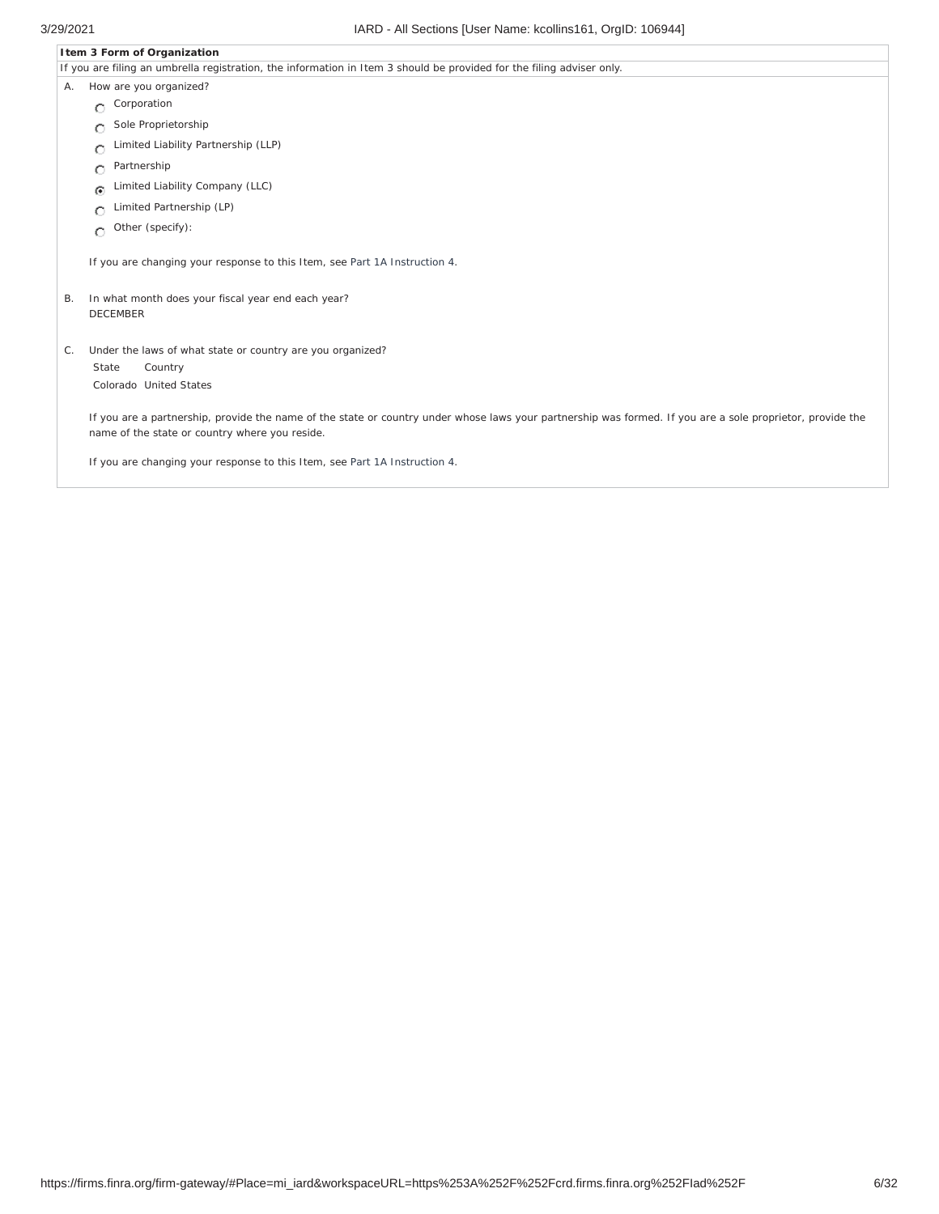**Item 3 Form of Organization**

If you are filing an umbrella registration, the information in Item 3 should be provided for the filing adviser only.

A. How are you organized?

- ○ Corporation
- ○ Sole Proprietorship
- ○ Limited Liability Partnership (LLP)
- ○ Partnership
- ● Limited Liability Company (LLC)
- ○ Limited Partnership (LP)
- ○ Other (specify):

If you are changing your response to this Item, see Part 1A Instruction 4.

B. In what month does your fiscal year end each year?

DECEMBER

C. Under the laws of what state or country are you organized?

| State | Country |
|---|---|
| Colorado | United States |

If you are a partnership, provide the name of the state or country under whose laws your partnership was formed. If you are a sole proprietor, provide the name of the state or country where you reside.

If you are changing your response to this Item, see Part 1A Instruction 4.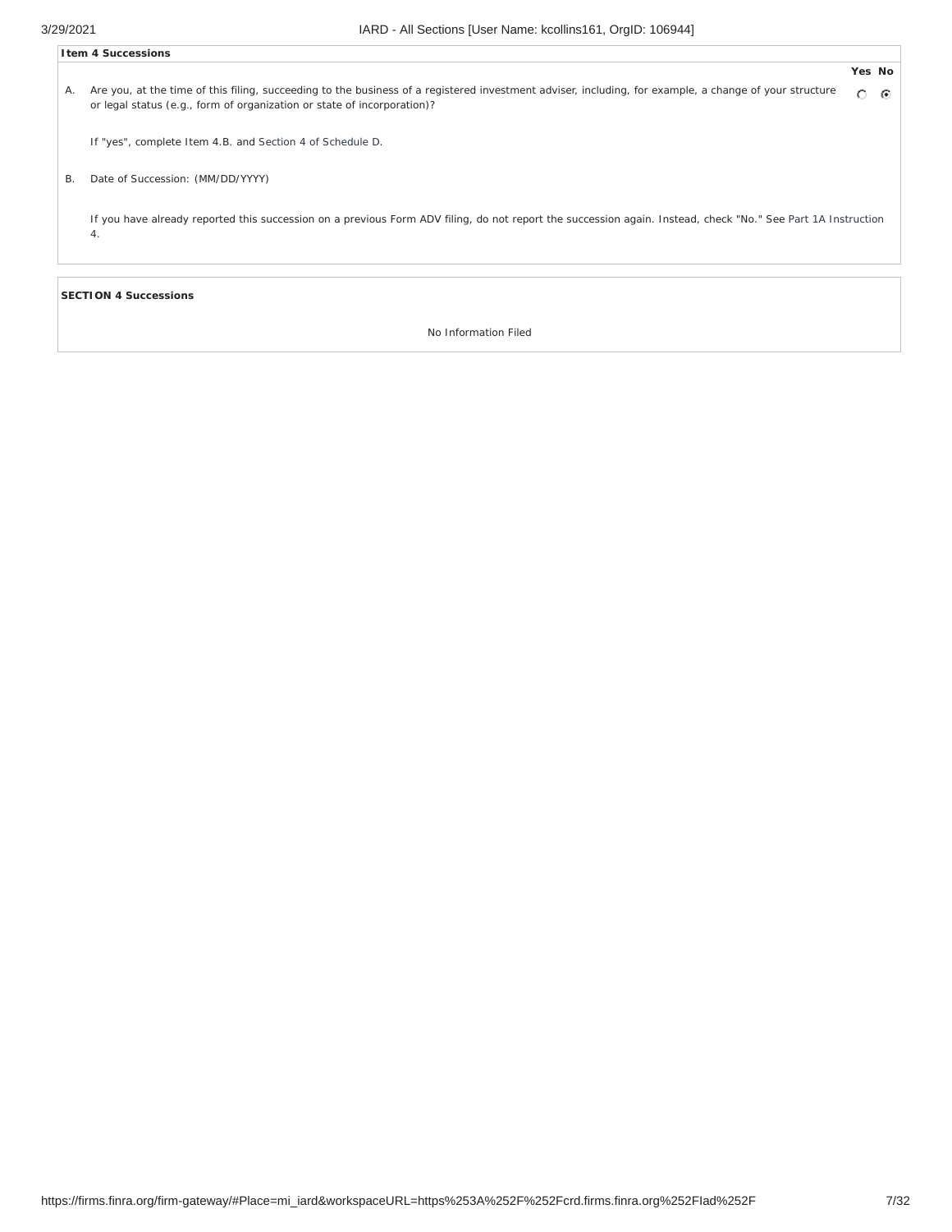**Item 4 Successions**

| | | Yes | No |
|---|---|---|---|
| A. | Are you, at the time of this filing, succeeding to the business of a registered investment adviser, including, for example, a change of your structure or legal status (e.g., form of organization or state of incorporation)? | ○ | ◉ |

If "yes", complete Item 4.B. and Section 4 of Schedule D.

B. Date of Succession: (MM/DD/YYYY)

If you have already reported this succession on a previous Form ADV filing, do not report the succession again. Instead, check "No." See Part 1A Instruction 4.

**SECTION 4 Successions**

No Information Filed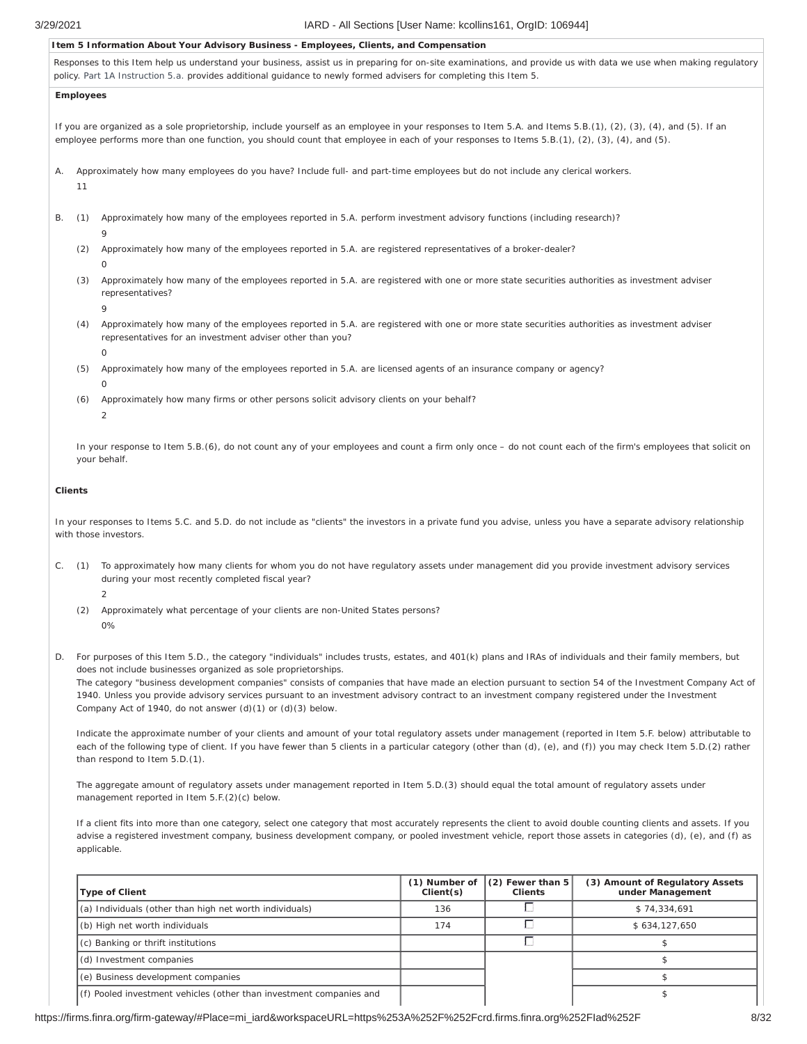### Item 5 Information About Your Advisory Business - Employees, Clients, and Compensation

Responses to this Item help us understand your business, assist us in preparing for on-site examinations, and provide us with data we use when making regulatory policy. Part 1A Instruction 5.a. provides additional guidance to newly formed advisers for completing this Item 5.

**Employees**

If you are organized as a sole proprietorship, include yourself as an employee in your responses to Item 5.A. and Items 5.B.(1), (2), (3), (4), and (5). If an employee performs more than one function, you should count that employee in each of your responses to Items 5.B.(1), (2), (3), (4), and (5).

A. Approximately how many employees do you have? Include full- and part-time employees but do not include any clerical workers.

11

B. (1) Approximately how many of the employees reported in 5.A. perform investment advisory functions (including research)?

9

(2) Approximately how many of the employees reported in 5.A. are registered representatives of a broker-dealer?

0

(3) Approximately how many of the employees reported in 5.A. are registered with one or more state securities authorities as investment adviser representatives?

9

(4) Approximately how many of the employees reported in 5.A. are registered with one or more state securities authorities as investment adviser representatives for an investment adviser other than you?

0

(5) Approximately how many of the employees reported in 5.A. are licensed agents of an insurance company or agency?

0

(6) Approximately how many firms or other persons solicit advisory clients on your behalf?

2

In your response to Item 5.B.(6), do not count any of your employees and count a firm only once – do not count each of the firm's employees that solicit on your behalf.

**Clients**

In your responses to Items 5.C. and 5.D. do not include as "clients" the investors in a private fund you advise, unless you have a separate advisory relationship with those investors.

C. (1) To approximately how many clients for whom you do not have regulatory assets under management did you provide investment advisory services during your most recently completed fiscal year?

2

(2) Approximately what percentage of your clients are non-United States persons?

0%

D. For purposes of this Item 5.D., the category "individuals" includes trusts, estates, and 401(k) plans and IRAs of individuals and their family members, but does not include businesses organized as sole proprietorships.

The category "business development companies" consists of companies that have made an election pursuant to section 54 of the Investment Company Act of 1940. Unless you provide advisory services pursuant to an investment advisory contract to an investment company registered under the Investment Company Act of 1940, do not answer (d)(1) or (d)(3) below.

Indicate the approximate number of your clients and amount of your total regulatory assets under management (reported in Item 5.F. below) attributable to each of the following type of client. If you have fewer than 5 clients in a particular category (other than (d), (e), and (f)) you may check Item 5.D.(2) rather than respond to Item 5.D.(1).

The aggregate amount of regulatory assets under management reported in Item 5.D.(3) should equal the total amount of regulatory assets under management reported in Item 5.F.(2)(c) below.

If a client fits into more than one category, select one category that most accurately represents the client to avoid double counting clients and assets. If you advise a registered investment company, business development company, or pooled investment vehicle, report those assets in categories (d), (e), and (f) as applicable.

| Type of Client | (1) Number of Client(s) | (2) Fewer than 5 Clients | (3) Amount of Regulatory Assets under Management |
|---|---|---|---|
| (a) Individuals (other than high net worth individuals) | 136 | ☐ | $ 74,334,691 |
| (b) High net worth individuals | 174 | ☐ | $ 634,127,650 |
| (c) Banking or thrift institutions | | ☐ | $ |
| (d) Investment companies | | | $ |
| (e) Business development companies | | | $ |
| (f) Pooled investment vehicles (other than investment companies and | | | $ |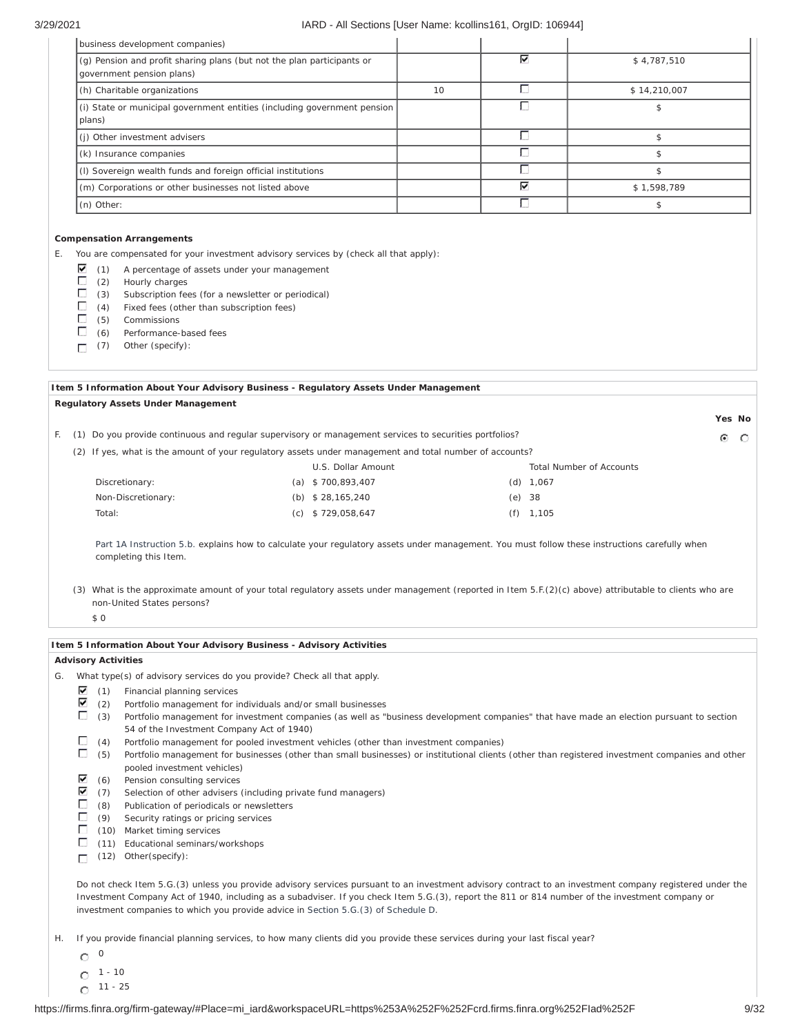| | | | |
|---|---|---|---|
| business development companies) | | | |
| (g) Pension and profit sharing plans (but not the plan participants or government pension plans) | | ☑ | $ 4,787,510 |
| (h) Charitable organizations | 10 | ☐ | $ 14,210,007 |
| (i) State or municipal government entities (including government pension plans) | | ☐ | $ |
| (j) Other investment advisers | | ☐ | $ |
| (k) Insurance companies | | ☐ | $ |
| (l) Sovereign wealth funds and foreign official institutions | | ☐ | $ |
| (m) Corporations or other businesses not listed above | | ☑ | $ 1,598,789 |
| (n) Other: | | ☐ | $ |

**Compensation Arrangements**

E. You are compensated for your investment advisory services by (check all that apply):

- ☑ (1) A percentage of assets under your management
- ☐ (2) Hourly charges
- ☐ (3) Subscription fees (for a newsletter or periodical)
- ☐ (4) Fixed fees (other than subscription fees)
- ☐ (5) Commissions
- ☐ (6) Performance-based fees
- ☐ (7) Other (specify):

**Item 5 Information About Your Advisory Business - Regulatory Assets Under Management**

**Regulatory Assets Under Management**

Yes No

F. (1) Do you provide continuous and regular supervisory or management services to securities portfolios? ◉ Yes ○ No

(2) If yes, what is the amount of your regulatory assets under management and total number of accounts?

| | U.S. Dollar Amount | Total Number of Accounts |
|---|---|---|
| Discretionary: | (a) $ 700,893,407 | (d) 1,067 |
| Non-Discretionary: | (b) $ 28,165,240 | (e) 38 |
| Total: | (c) $ 729,058,647 | (f) 1,105 |

Part 1A Instruction 5.b. explains how to calculate your regulatory assets under management. You must follow these instructions carefully when completing this Item.

(3) What is the approximate amount of your total regulatory assets under management (reported in Item 5.F.(2)(c) above) attributable to clients who are non-United States persons?

$ 0

**Item 5 Information About Your Advisory Business - Advisory Activities**

**Advisory Activities**

G. What type(s) of advisory services do you provide? Check all that apply.

- ☑ (1) Financial planning services
- ☑ (2) Portfolio management for individuals and/or small businesses
- ☐ (3) Portfolio management for investment companies (as well as "business development companies" that have made an election pursuant to section 54 of the Investment Company Act of 1940)
- ☐ (4) Portfolio management for pooled investment vehicles (other than investment companies)
- ☐ (5) Portfolio management for businesses (other than small businesses) or institutional clients (other than registered investment companies and other pooled investment vehicles)
- ☑ (6) Pension consulting services
- ☑ (7) Selection of other advisers (including private fund managers)
- ☐ (8) Publication of periodicals or newsletters
- ☐ (9) Security ratings or pricing services
- ☐ (10) Market timing services
- ☐ (11) Educational seminars/workshops
- ☐ (12) Other(specify):

Do not check Item 5.G.(3) unless you provide advisory services pursuant to an investment advisory contract to an investment company registered under the Investment Company Act of 1940, including as a subadviser. If you check Item 5.G.(3), report the 811 or 814 number of the investment company or investment companies to which you provide advice in Section 5.G.(3) of Schedule D.

H. If you provide financial planning services, to how many clients did you provide these services during your last fiscal year?

- ○ 0
- ○ 1 - 10
- ○ 11 - 25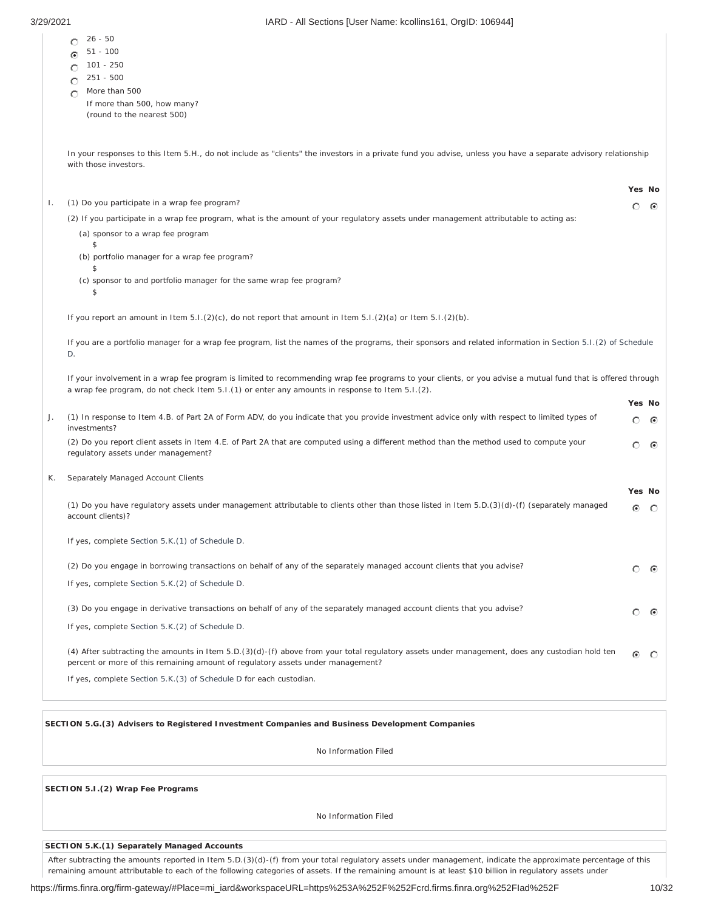- ○ 26 - 50
- ● 51 - 100
- ○ 101 - 250
- ○ 251 - 500
- ○ More than 500

  If more than 500, how many?
  (round to the nearest 500)

In your responses to this Item 5.H., do not include as "clients" the investors in a private fund you advise, unless you have a separate advisory relationship with those investors.

| | | Yes | No |
|---|---|---|---|
| I. | (1) Do you participate in a wrap fee program? | ○ | ● |

(2) If you participate in a wrap fee program, what is the amount of your regulatory assets under management attributable to acting as:

(a) sponsor to a wrap fee program
$

(b) portfolio manager for a wrap fee program?
$

(c) sponsor to and portfolio manager for the same wrap fee program?
$

If you report an amount in Item 5.I.(2)(c), do not report that amount in Item 5.I.(2)(a) or Item 5.I.(2)(b).

If you are a portfolio manager for a wrap fee program, list the names of the programs, their sponsors and related information in Section 5.I.(2) of Schedule D.

If your involvement in a wrap fee program is limited to recommending wrap fee programs to your clients, or you advise a mutual fund that is offered through a wrap fee program, do not check Item 5.I.(1) or enter any amounts in response to Item 5.I.(2).

| | | Yes | No |
|---|---|---|---|
| J. | (1) In response to Item 4.B. of Part 2A of Form ADV, do you indicate that you provide investment advice only with respect to limited types of investments? | ○ | ● |
| | (2) Do you report client assets in Item 4.E. of Part 2A that are computed using a different method than the method used to compute your regulatory assets under management? | ○ | ● |

K. Separately Managed Account Clients

| | Yes | No |
|---|---|---|
| (1) Do you have regulatory assets under management attributable to clients other than those listed in Item 5.D.(3)(d)-(f) (separately managed account clients)? | ● | ○ |

If yes, complete Section 5.K.(1) of Schedule D.

| | Yes | No |
|---|---|---|
| (2) Do you engage in borrowing transactions on behalf of any of the separately managed account clients that you advise? | ○ | ● |

If yes, complete Section 5.K.(2) of Schedule D.

| | Yes | No |
|---|---|---|
| (3) Do you engage in derivative transactions on behalf of any of the separately managed account clients that you advise? | ○ | ● |

If yes, complete Section 5.K.(2) of Schedule D.

| | Yes | No |
|---|---|---|
| (4) After subtracting the amounts in Item 5.D.(3)(d)-(f) above from your total regulatory assets under management, does any custodian hold ten percent or more of this remaining amount of regulatory assets under management? | ● | ○ |

If yes, complete Section 5.K.(3) of Schedule D for each custodian.

**SECTION 5.G.(3) Advisers to Registered Investment Companies and Business Development Companies**

No Information Filed

**SECTION 5.I.(2) Wrap Fee Programs**

No Information Filed

**SECTION 5.K.(1) Separately Managed Accounts**

After subtracting the amounts reported in Item 5.D.(3)(d)-(f) from your total regulatory assets under management, indicate the approximate percentage of this remaining amount attributable to each of the following categories of assets. If the remaining amount is at least $10 billion in regulatory assets under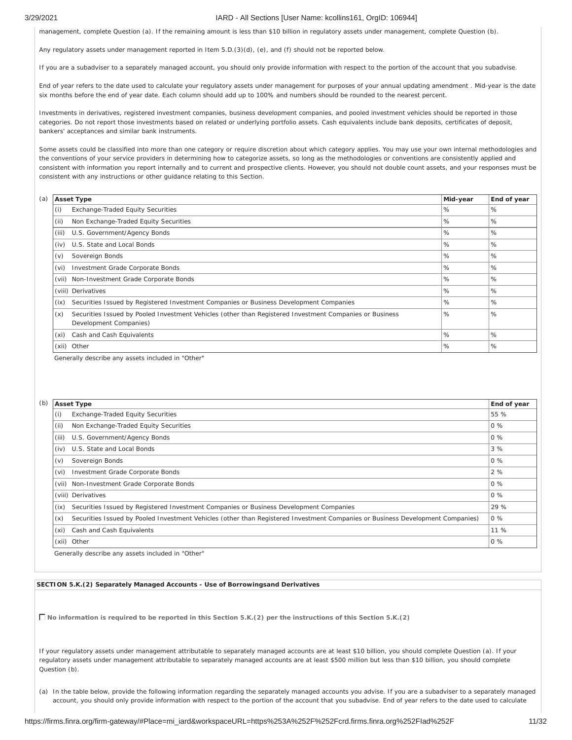management, complete Question (a). If the remaining amount is less than $10 billion in regulatory assets under management, complete Question (b).

Any regulatory assets under management reported in Item 5.D.(3)(d), (e), and (f) should not be reported below.

If you are a subadviser to a separately managed account, you should only provide information with respect to the portion of the account that you subadvise.

End of year refers to the date used to calculate your regulatory assets under management for purposes of your annual updating amendment . Mid-year is the date six months before the end of year date. Each column should add up to 100% and numbers should be rounded to the nearest percent.

Investments in derivatives, registered investment companies, business development companies, and pooled investment vehicles should be reported in those categories. Do not report those investments based on related or underlying portfolio assets. Cash equivalents include bank deposits, certificates of deposit, bankers' acceptances and similar bank instruments.

Some assets could be classified into more than one category or require discretion about which category applies. You may use your own internal methodologies and the conventions of your service providers in determining how to categorize assets, so long as the methodologies or conventions are consistently applied and consistent with information you report internally and to current and prospective clients. However, you should not double count assets, and your responses must be consistent with any instructions or other guidance relating to this Section.

(a)

| Asset Type | Mid-year | End of year |
|---|---|---|
| (i) Exchange-Traded Equity Securities | % | % |
| (ii) Non Exchange-Traded Equity Securities | % | % |
| (iii) U.S. Government/Agency Bonds | % | % |
| (iv) U.S. State and Local Bonds | % | % |
| (v) Sovereign Bonds | % | % |
| (vi) Investment Grade Corporate Bonds | % | % |
| (vii) Non-Investment Grade Corporate Bonds | % | % |
| (viii) Derivatives | % | % |
| (ix) Securities Issued by Registered Investment Companies or Business Development Companies | % | % |
| (x) Securities Issued by Pooled Investment Vehicles (other than Registered Investment Companies or Business Development Companies) | % | % |
| (xi) Cash and Cash Equivalents | % | % |
| (xii) Other | % | % |

Generally describe any assets included in "Other"

(b)

| Asset Type | End of year |
|---|---|
| (i) Exchange-Traded Equity Securities | 55 % |
| (ii) Non Exchange-Traded Equity Securities | 0 % |
| (iii) U.S. Government/Agency Bonds | 0 % |
| (iv) U.S. State and Local Bonds | 3 % |
| (v) Sovereign Bonds | 0 % |
| (vi) Investment Grade Corporate Bonds | 2 % |
| (vii) Non-Investment Grade Corporate Bonds | 0 % |
| (viii) Derivatives | 0 % |
| (ix) Securities Issued by Registered Investment Companies or Business Development Companies | 29 % |
| (x) Securities Issued by Pooled Investment Vehicles (other than Registered Investment Companies or Business Development Companies) | 0 % |
| (xi) Cash and Cash Equivalents | 11 % |
| (xii) Other | 0 % |

Generally describe any assets included in "Other"

**SECTION 5.K.(2) Separately Managed Accounts - Use of Borrowingsand Derivatives**

☐ **No information is required to be reported in this Section 5.K.(2) per the instructions of this Section 5.K.(2)**

If your regulatory assets under management attributable to separately managed accounts are at least $10 billion, you should complete Question (a). If your regulatory assets under management attributable to separately managed accounts are at least $500 million but less than $10 billion, you should complete Question (b).

(a) In the table below, provide the following information regarding the separately managed accounts you advise. If you are a subadviser to a separately managed account, you should only provide information with respect to the portion of the account that you subadvise. End of year refers to the date used to calculate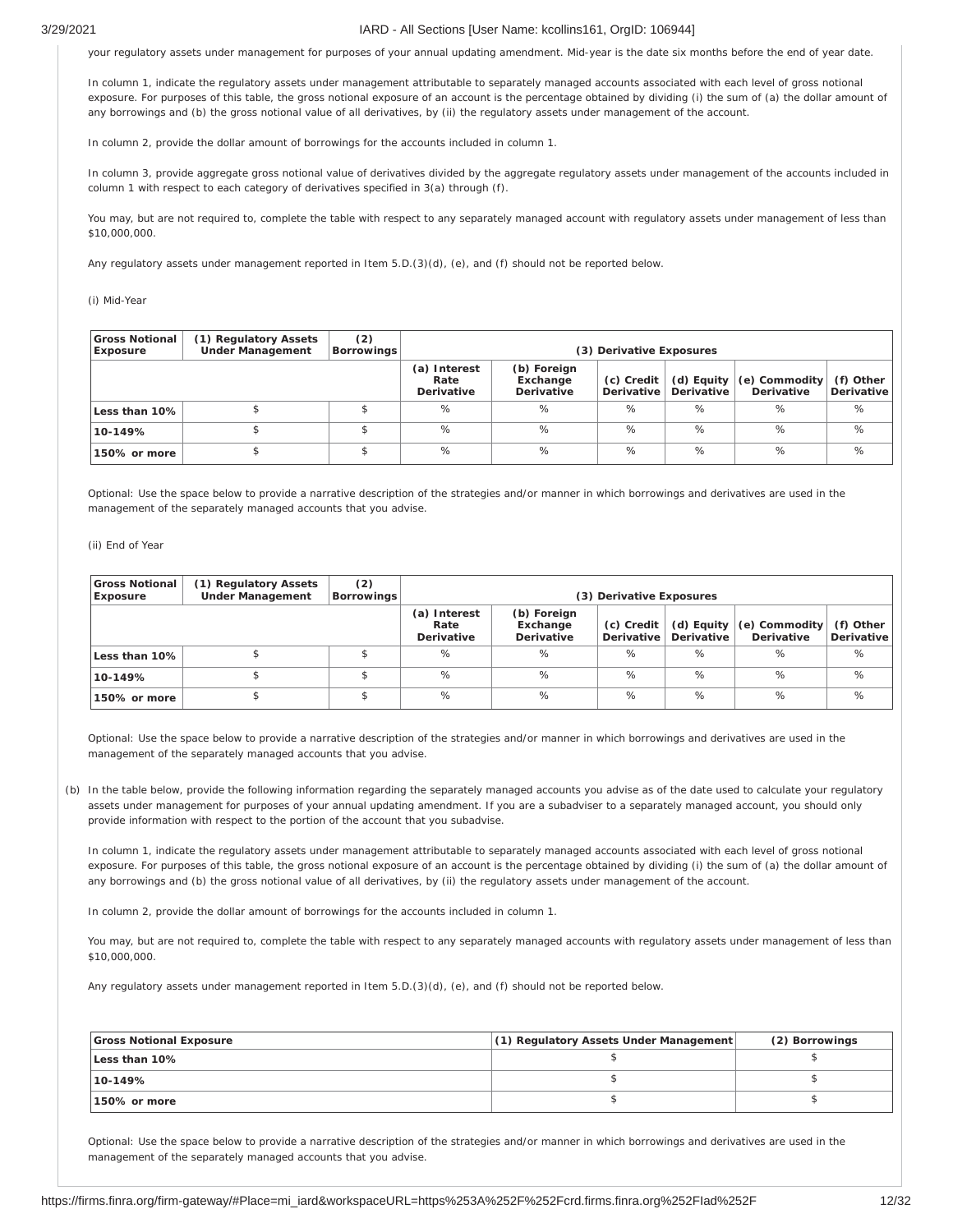your regulatory assets under management for purposes of your annual updating amendment. Mid-year is the date six months before the end of year date.

In column 1, indicate the regulatory assets under management attributable to separately managed accounts associated with each level of gross notional exposure. For purposes of this table, the gross notional exposure of an account is the percentage obtained by dividing (i) the sum of (a) the dollar amount of any borrowings and (b) the gross notional value of all derivatives, by (ii) the regulatory assets under management of the account.

In column 2, provide the dollar amount of borrowings for the accounts included in column 1.

In column 3, provide aggregate gross notional value of derivatives divided by the aggregate regulatory assets under management of the accounts included in column 1 with respect to each category of derivatives specified in 3(a) through (f).

You may, but are not required to, complete the table with respect to any separately managed account with regulatory assets under management of less than $10,000,000.

Any regulatory assets under management reported in Item 5.D.(3)(d), (e), and (f) should not be reported below.

(i) Mid-Year

| Gross Notional Exposure | (1) Regulatory Assets Under Management | (2) Borrowings | (3) Derivative Exposures | | | | | |
|---|---|---|---|---|---|---|---|---|
| | | | (a) Interest Rate Derivative | (b) Foreign Exchange Derivative | (c) Credit Derivative | (d) Equity Derivative | (e) Commodity Derivative | (f) Other Derivative |
| Less than 10% | $ | $ | % | % | % | % | % | % |
| 10-149% | $ | $ | % | % | % | % | % | % |
| 150% or more | $ | $ | % | % | % | % | % | % |

Optional: Use the space below to provide a narrative description of the strategies and/or manner in which borrowings and derivatives are used in the management of the separately managed accounts that you advise.

(ii) End of Year

| Gross Notional Exposure | (1) Regulatory Assets Under Management | (2) Borrowings | (3) Derivative Exposures | | | | | |
|---|---|---|---|---|---|---|---|---|
| | | | (a) Interest Rate Derivative | (b) Foreign Exchange Derivative | (c) Credit Derivative | (d) Equity Derivative | (e) Commodity Derivative | (f) Other Derivative |
| Less than 10% | $ | $ | % | % | % | % | % | % |
| 10-149% | $ | $ | % | % | % | % | % | % |
| 150% or more | $ | $ | % | % | % | % | % | % |

Optional: Use the space below to provide a narrative description of the strategies and/or manner in which borrowings and derivatives are used in the management of the separately managed accounts that you advise.

(b) In the table below, provide the following information regarding the separately managed accounts you advise as of the date used to calculate your regulatory assets under management for purposes of your annual updating amendment. If you are a subadviser to a separately managed account, you should only provide information with respect to the portion of the account that you subadvise.

In column 1, indicate the regulatory assets under management attributable to separately managed accounts associated with each level of gross notional exposure. For purposes of this table, the gross notional exposure of an account is the percentage obtained by dividing (i) the sum of (a) the dollar amount of any borrowings and (b) the gross notional value of all derivatives, by (ii) the regulatory assets under management of the account.

In column 2, provide the dollar amount of borrowings for the accounts included in column 1.

You may, but are not required to, complete the table with respect to any separately managed accounts with regulatory assets under management of less than $10,000,000.

Any regulatory assets under management reported in Item 5.D.(3)(d), (e), and (f) should not be reported below.

| Gross Notional Exposure | (1) Regulatory Assets Under Management | (2) Borrowings |
|---|---|---|
| Less than 10% | $ | $ |
| 10-149% | $ | $ |
| 150% or more | $ | $ |

Optional: Use the space below to provide a narrative description of the strategies and/or manner in which borrowings and derivatives are used in the management of the separately managed accounts that you advise.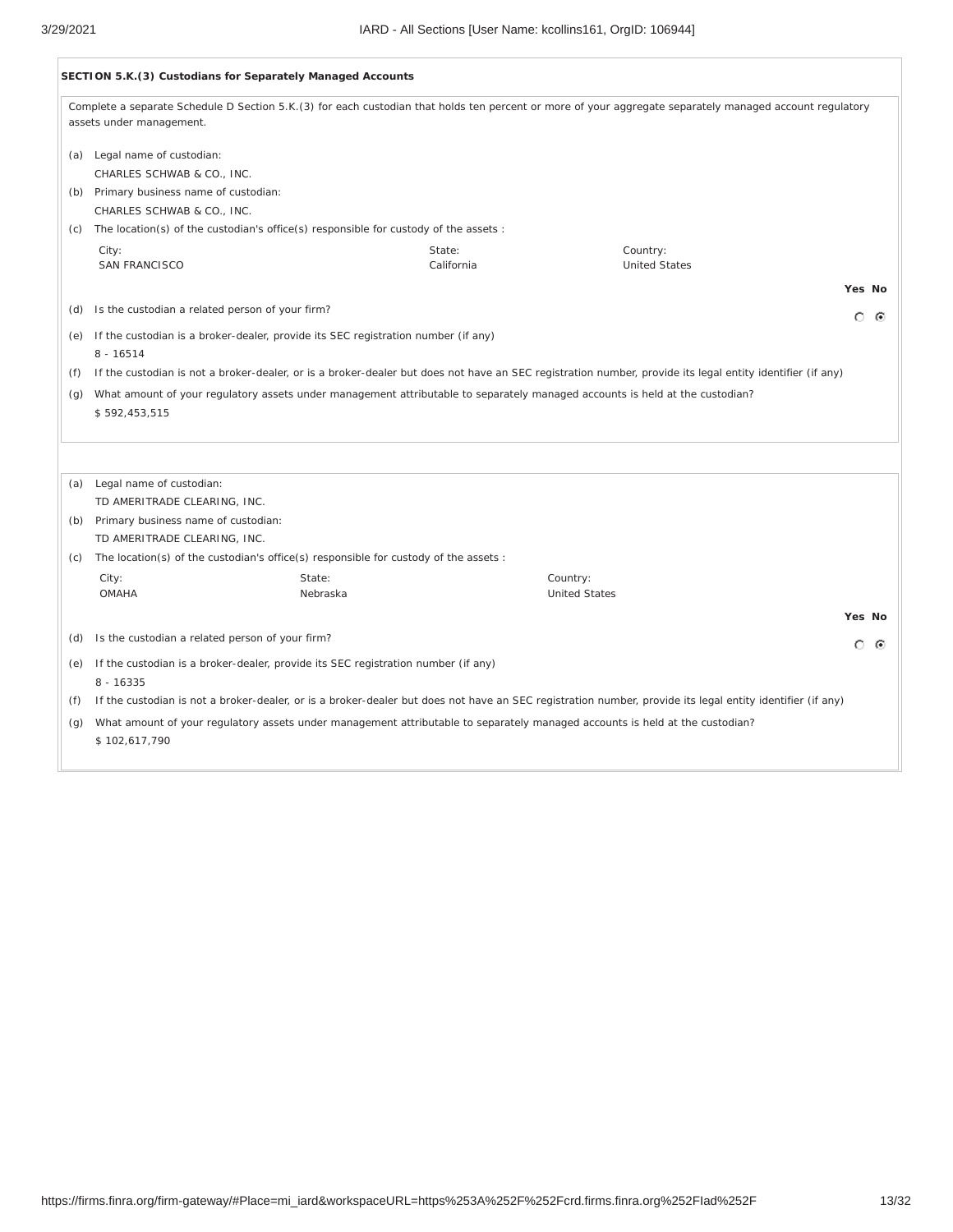### SECTION 5.K.(3) Custodians for Separately Managed Accounts

Complete a separate Schedule D Section 5.K.(3) for each custodian that holds ten percent or more of your aggregate separately managed account regulatory assets under management.

(a) Legal name of custodian:
CHARLES SCHWAB & CO., INC.

(b) Primary business name of custodian:
CHARLES SCHWAB & CO., INC.

(c) The location(s) of the custodian's office(s) responsible for custody of the assets :

| City: | State: | Country: |
|---|---|---|
| SAN FRANCISCO | California | United States |

| | Yes | No |
|---|---|---|
| (d) Is the custodian a related person of your firm? | ○ | ◉ |

(e) If the custodian is a broker-dealer, provide its SEC registration number (if any)
8 - 16514

(f) If the custodian is not a broker-dealer, or is a broker-dealer but does not have an SEC registration number, provide its legal entity identifier (if any)

(g) What amount of your regulatory assets under management attributable to separately managed accounts is held at the custodian?
$ 592,453,515

---

(a) Legal name of custodian:
TD AMERITRADE CLEARING, INC.

(b) Primary business name of custodian:
TD AMERITRADE CLEARING, INC.

(c) The location(s) of the custodian's office(s) responsible for custody of the assets :

| City: | State: | Country: |
|---|---|---|
| OMAHA | Nebraska | United States |

| | Yes | No |
|---|---|---|
| (d) Is the custodian a related person of your firm? | ○ | ◉ |

(e) If the custodian is a broker-dealer, provide its SEC registration number (if any)
8 - 16335

(f) If the custodian is not a broker-dealer, or is a broker-dealer but does not have an SEC registration number, provide its legal entity identifier (if any)

(g) What amount of your regulatory assets under management attributable to separately managed accounts is held at the custodian?
$ 102,617,790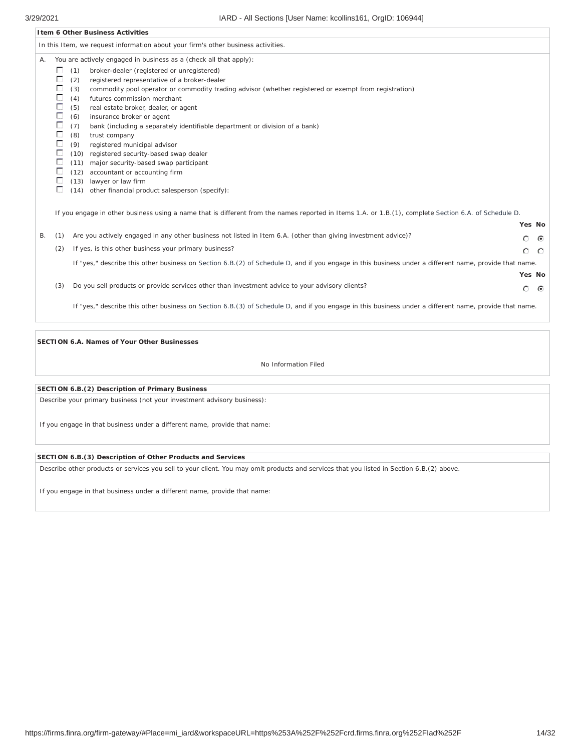**Item 6 Other Business Activities**

In this Item, we request information about your firm's other business activities.

A. You are actively engaged in business as a (check all that apply):

- ☐ (1) broker-dealer (registered or unregistered)
- ☐ (2) registered representative of a broker-dealer
- ☐ (3) commodity pool operator or commodity trading advisor (whether registered or exempt from registration)
- ☐ (4) futures commission merchant
- ☐ (5) real estate broker, dealer, or agent
- ☐ (6) insurance broker or agent
- ☐ (7) bank (including a separately identifiable department or division of a bank)
- ☐ (8) trust company
- ☐ (9) registered municipal advisor
- ☐ (10) registered security-based swap dealer
- ☐ (11) major security-based swap participant
- ☐ (12) accountant or accounting firm
- ☐ (13) lawyer or law firm
- ☐ (14) other financial product salesperson (specify):

If you engage in other business using a name that is different from the names reported in Items 1.A. or 1.B.(1), complete Section 6.A. of Schedule D.

| | | | Yes | No |
|---|---|---|---|---|
| B. | (1) | Are you actively engaged in any other business not listed in Item 6.A. (other than giving investment advice)? | ○ | ◉ |
| | (2) | If yes, is this other business your primary business? | ○ | ○ |

If "yes," describe this other business on Section 6.B.(2) of Schedule D, and if you engage in this business under a different name, provide that name.

| | | Yes | No |
|---|---|---|---|
| (3) | Do you sell products or provide services other than investment advice to your advisory clients? | ○ | ◉ |

If "yes," describe this other business on Section 6.B.(3) of Schedule D, and if you engage in this business under a different name, provide that name.

**SECTION 6.A. Names of Your Other Businesses**

No Information Filed

**SECTION 6.B.(2) Description of Primary Business**

Describe your primary business (not your investment advisory business):

If you engage in that business under a different name, provide that name:

**SECTION 6.B.(3) Description of Other Products and Services**

Describe other products or services you sell to your client. You may omit products and services that you listed in Section 6.B.(2) above.

If you engage in that business under a different name, provide that name: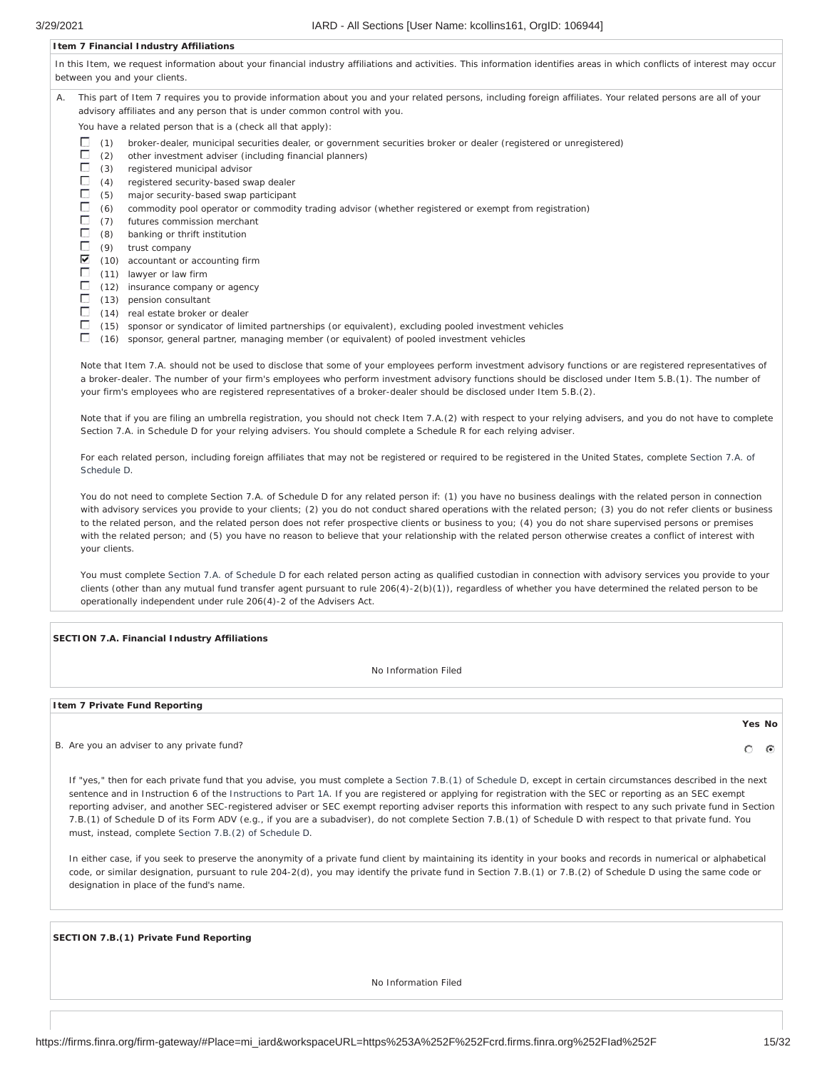## Item 7 Financial Industry Affiliations

In this Item, we request information about your financial industry affiliations and activities. This information identifies areas in which conflicts of interest may occur between you and your clients.

A. This part of Item 7 requires you to provide information about you and your related persons, including foreign affiliates. Your related persons are all of your advisory affiliates and any person that is under common control with you.

You have a related person that is a (check all that apply):

- ☐ (1) broker-dealer, municipal securities dealer, or government securities broker or dealer (registered or unregistered)
- ☐ (2) other investment adviser (including financial planners)
- ☐ (3) registered municipal advisor
- ☐ (4) registered security-based swap dealer
- ☐ (5) major security-based swap participant
- ☐ (6) commodity pool operator or commodity trading advisor (whether registered or exempt from registration)
- ☐ (7) futures commission merchant
- ☐ (8) banking or thrift institution
- ☐ (9) trust company
- ☑ (10) accountant or accounting firm
- ☐ (11) lawyer or law firm
- ☐ (12) insurance company or agency
- ☐ (13) pension consultant
- ☐ (14) real estate broker or dealer
- ☐ (15) sponsor or syndicator of limited partnerships (or equivalent), excluding pooled investment vehicles
- ☐ (16) sponsor, general partner, managing member (or equivalent) of pooled investment vehicles

Note that Item 7.A. should not be used to disclose that some of your employees perform investment advisory functions or are registered representatives of a broker-dealer. The number of your firm's employees who perform investment advisory functions should be disclosed under Item 5.B.(1). The number of your firm's employees who are registered representatives of a broker-dealer should be disclosed under Item 5.B.(2).

Note that if you are filing an umbrella registration, you should not check Item 7.A.(2) with respect to your relying advisers, and you do not have to complete Section 7.A. in Schedule D for your relying advisers. You should complete a Schedule R for each relying adviser.

For each related person, including foreign affiliates that may not be registered or required to be registered in the United States, complete Section 7.A. of Schedule D.

You do not need to complete Section 7.A. of Schedule D for any related person if: (1) you have no business dealings with the related person in connection with advisory services you provide to your clients; (2) you do not conduct shared operations with the related person; (3) you do not refer clients or business to the related person, and the related person does not refer prospective clients or business to you; (4) you do not share supervised persons or premises with the related person; and (5) you have no reason to believe that your relationship with the related person otherwise creates a conflict of interest with your clients.

You must complete Section 7.A. of Schedule D for each related person acting as qualified custodian in connection with advisory services you provide to your clients (other than any mutual fund transfer agent pursuant to rule 206(4)-2(b)(1)), regardless of whether you have determined the related person to be operationally independent under rule 206(4)-2 of the Advisers Act.

## SECTION 7.A. Financial Industry Affiliations

No Information Filed

## Item 7 Private Fund Reporting

| | Yes | No |
|---|---|---|
| B. Are you an adviser to any private fund? | ○ | ◉ |

If "yes," then for each private fund that you advise, you must complete a Section 7.B.(1) of Schedule D, except in certain circumstances described in the next sentence and in Instruction 6 of the Instructions to Part 1A. If you are registered or applying for registration with the SEC or reporting as an SEC exempt reporting adviser, and another SEC-registered adviser or SEC exempt reporting adviser reports this information with respect to any such private fund in Section 7.B.(1) of Schedule D of its Form ADV (e.g., if you are a subadviser), do not complete Section 7.B.(1) of Schedule D with respect to that private fund. You must, instead, complete Section 7.B.(2) of Schedule D.

In either case, if you seek to preserve the anonymity of a private fund client by maintaining its identity in your books and records in numerical or alphabetical code, or similar designation, pursuant to rule 204-2(d), you may identify the private fund in Section 7.B.(1) or 7.B.(2) of Schedule D using the same code or designation in place of the fund's name.

## SECTION 7.B.(1) Private Fund Reporting

No Information Filed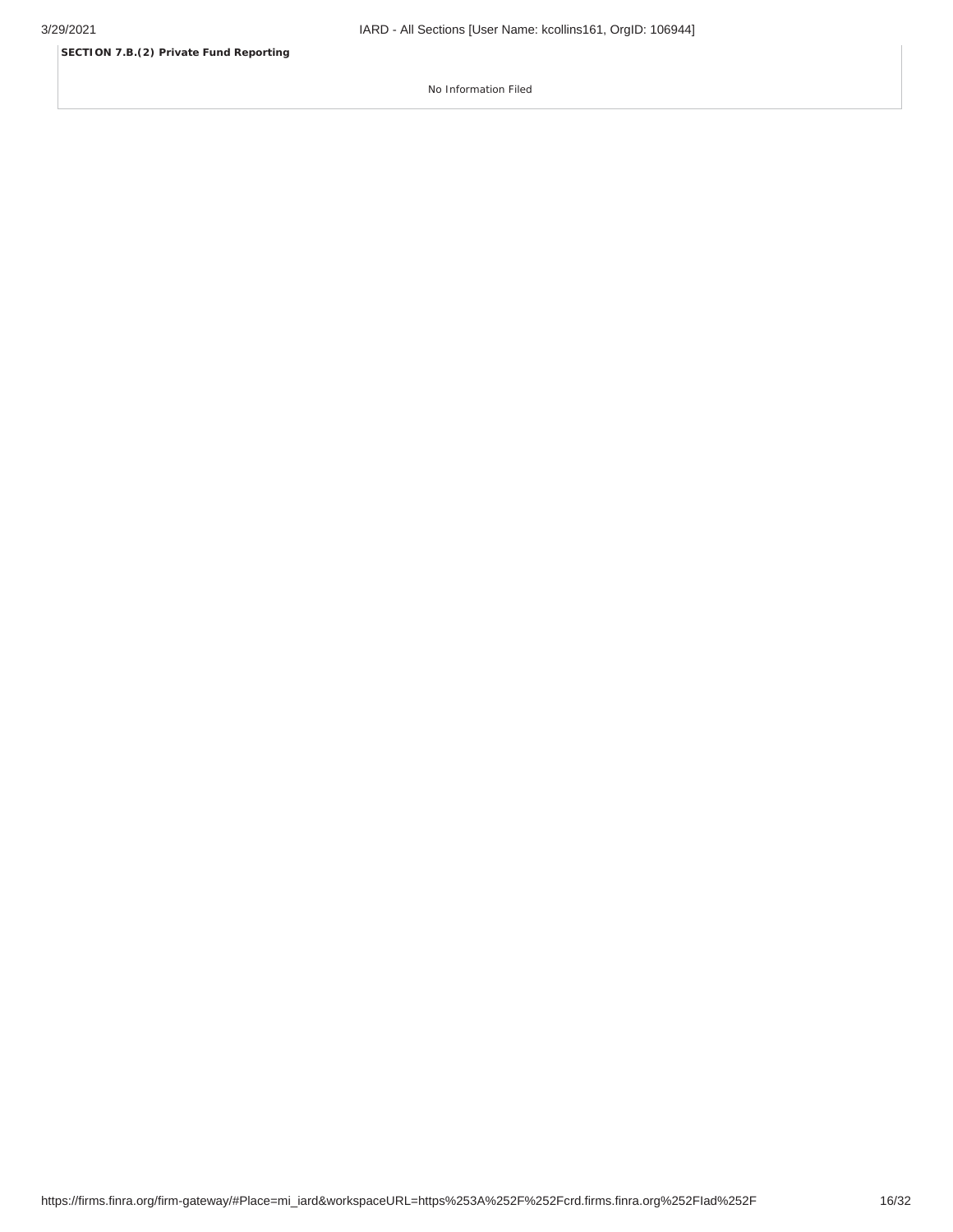**SECTION 7.B.(2) Private Fund Reporting**

No Information Filed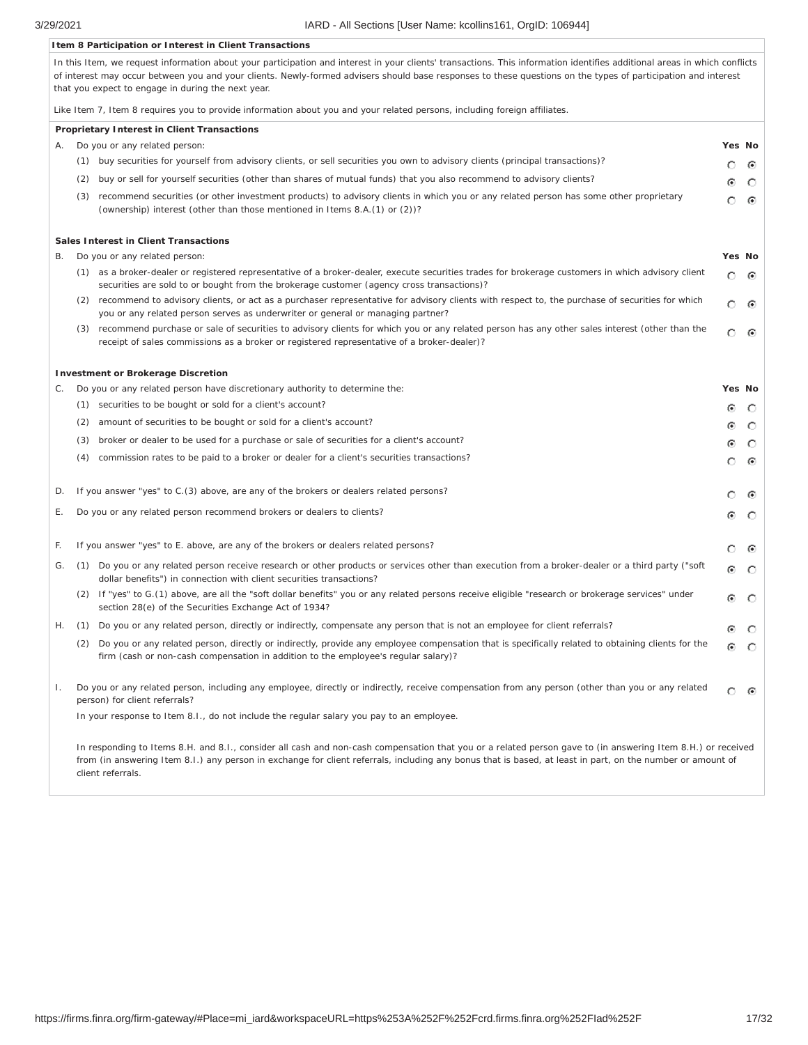**Item 8 Participation or Interest in Client Transactions**

In this Item, we request information about your participation and interest in your clients' transactions. This information identifies additional areas in which conflicts of interest may occur between you and your clients. Newly-formed advisers should base responses to these questions on the types of participation and interest that you expect to engage in during the next year.

Like Item 7, Item 8 requires you to provide information about you and your related persons, including foreign affiliates.

**Proprietary Interest in Client Transactions**

| | | | Yes | No |
|---|---|---|---|---|
| A. | | Do you or any related person: | | |
| | (1) | buy securities for yourself from advisory clients, or sell securities you own to advisory clients (principal transactions)? | ○ | ◉ |
| | (2) | buy or sell for yourself securities (other than shares of mutual funds) that you also recommend to advisory clients? | ◉ | ○ |
| | (3) | recommend securities (or other investment products) to advisory clients in which you or any related person has some other proprietary (ownership) interest (other than those mentioned in Items 8.A.(1) or (2))? | ○ | ◉ |

**Sales Interest in Client Transactions**

| | | | Yes | No |
|---|---|---|---|---|
| B. | | Do you or any related person: | | |
| | (1) | as a broker-dealer or registered representative of a broker-dealer, execute securities trades for brokerage customers in which advisory client securities are sold to or bought from the brokerage customer (agency cross transactions)? | ○ | ◉ |
| | (2) | recommend to advisory clients, or act as a purchaser representative for advisory clients with respect to, the purchase of securities for which you or any related person serves as underwriter or general or managing partner? | ○ | ◉ |
| | (3) | recommend purchase or sale of securities to advisory clients for which you or any related person has any other sales interest (other than the receipt of sales commissions as a broker or registered representative of a broker-dealer)? | ○ | ◉ |

**Investment or Brokerage Discretion**

| | | | Yes | No |
|---|---|---|---|---|
| C. | | Do you or any related person have discretionary authority to determine the: | | |
| | (1) | securities to be bought or sold for a client's account? | ◉ | ○ |
| | (2) | amount of securities to be bought or sold for a client's account? | ◉ | ○ |
| | (3) | broker or dealer to be used for a purchase or sale of securities for a client's account? | ◉ | ○ |
| | (4) | commission rates to be paid to a broker or dealer for a client's securities transactions? | ○ | ◉ |
| D. | | If you answer "yes" to C.(3) above, are any of the brokers or dealers related persons? | ○ | ◉ |
| E. | | Do you or any related person recommend brokers or dealers to clients? | ◉ | ○ |
| F. | | If you answer "yes" to E. above, are any of the brokers or dealers related persons? | ○ | ◉ |
| G. | (1) | Do you or any related person receive research or other products or services other than execution from a broker-dealer or a third party ("soft dollar benefits") in connection with client securities transactions? | ◉ | ○ |
| | (2) | If "yes" to G.(1) above, are all the "soft dollar benefits" you or any related persons receive eligible "research or brokerage services" under section 28(e) of the Securities Exchange Act of 1934? | ◉ | ○ |
| H. | (1) | Do you or any related person, directly or indirectly, compensate any person that is not an employee for client referrals? | ◉ | ○ |
| | (2) | Do you or any related person, directly or indirectly, provide any employee compensation that is specifically related to obtaining clients for the firm (cash or non-cash compensation in addition to the employee's regular salary)? | ◉ | ○ |
| I. | | Do you or any related person, including any employee, directly or indirectly, receive compensation from any person (other than you or any related person) for client referrals? | ○ | ◉ |

In your response to Item 8.I., do not include the regular salary you pay to an employee.

In responding to Items 8.H. and 8.I., consider all cash and non-cash compensation that you or a related person gave to (in answering Item 8.H.) or received from (in answering Item 8.I.) any person in exchange for client referrals, including any bonus that is based, at least in part, on the number or amount of client referrals.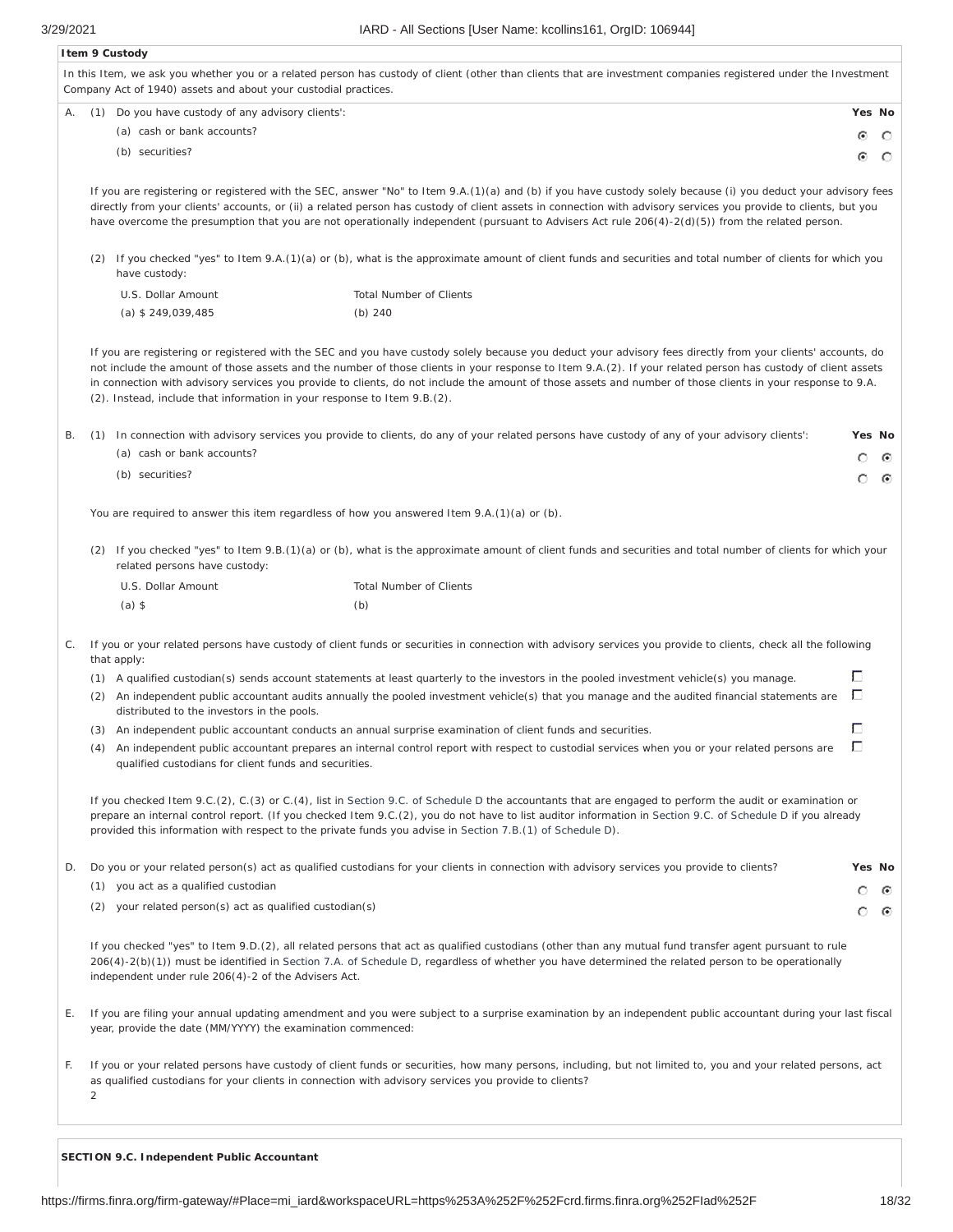## Item 9 Custody

In this Item, we ask you whether you or a related person has custody of client (other than clients that are investment companies registered under the Investment Company Act of 1940) assets and about your custodial practices.

A. (1) Do you have custody of any advisory clients':

| | Yes | No |
|---|---|---|
| (a) cash or bank accounts? | ◉ | ○ |
| (b) securities? | ◉ | ○ |

If you are registering or registered with the SEC, answer "No" to Item 9.A.(1)(a) and (b) if you have custody solely because (i) you deduct your advisory fees directly from your clients' accounts, or (ii) a related person has custody of client assets in connection with advisory services you provide to clients, but you have overcome the presumption that you are not operationally independent (pursuant to Advisers Act rule 206(4)-2(d)(5)) from the related person.

(2) If you checked "yes" to Item 9.A.(1)(a) or (b), what is the approximate amount of client funds and securities and total number of clients for which you have custody:

| U.S. Dollar Amount | Total Number of Clients |
|---|---|
| (a) $ 249,039,485 | (b) 240 |

If you are registering or registered with the SEC and you have custody solely because you deduct your advisory fees directly from your clients' accounts, do not include the amount of those assets and the number of those clients in your response to Item 9.A.(2). If your related person has custody of client assets in connection with advisory services you provide to clients, do not include the amount of those assets and number of those clients in your response to 9.A.(2). Instead, include that information in your response to Item 9.B.(2).

B. (1) In connection with advisory services you provide to clients, do any of your related persons have custody of any of your advisory clients':

| | Yes | No |
|---|---|---|
| (a) cash or bank accounts? | ○ | ◉ |
| (b) securities? | ○ | ◉ |

You are required to answer this item regardless of how you answered Item 9.A.(1)(a) or (b).

(2) If you checked "yes" to Item 9.B.(1)(a) or (b), what is the approximate amount of client funds and securities and total number of clients for which your related persons have custody:

| U.S. Dollar Amount | Total Number of Clients |
|---|---|
| (a) $ | (b) |

C. If you or your related persons have custody of client funds or securities in connection with advisory services you provide to clients, check all the following that apply:

- (1) A qualified custodian(s) sends account statements at least quarterly to the investors in the pooled investment vehicle(s) you manage. ☐
- (2) An independent public accountant audits annually the pooled investment vehicle(s) that you manage and the audited financial statements are distributed to the investors in the pools. ☐
- (3) An independent public accountant conducts an annual surprise examination of client funds and securities. ☐
- (4) An independent public accountant prepares an internal control report with respect to custodial services when you or your related persons are qualified custodians for client funds and securities. ☐

If you checked Item 9.C.(2), C.(3) or C.(4), list in Section 9.C. of Schedule D the accountants that are engaged to perform the audit or examination or prepare an internal control report. (If you checked Item 9.C.(2), you do not have to list auditor information in Section 9.C. of Schedule D if you already provided this information with respect to the private funds you advise in Section 7.B.(1) of Schedule D).

D. Do you or your related person(s) act as qualified custodians for your clients in connection with advisory services you provide to clients?

| | Yes | No |
|---|---|---|
| (1) you act as a qualified custodian | ○ | ◉ |
| (2) your related person(s) act as qualified custodian(s) | ○ | ◉ |

If you checked "yes" to Item 9.D.(2), all related persons that act as qualified custodians (other than any mutual fund transfer agent pursuant to rule 206(4)-2(b)(1)) must be identified in Section 7.A. of Schedule D, regardless of whether you have determined the related person to be operationally independent under rule 206(4)-2 of the Advisers Act.

E. If you are filing your annual updating amendment and you were subject to a surprise examination by an independent public accountant during your last fiscal year, provide the date (MM/YYYY) the examination commenced:

F. If you or your related persons have custody of client funds or securities, how many persons, including, but not limited to, you and your related persons, act as qualified custodians for your clients in connection with advisory services you provide to clients?
2

**SECTION 9.C. Independent Public Accountant**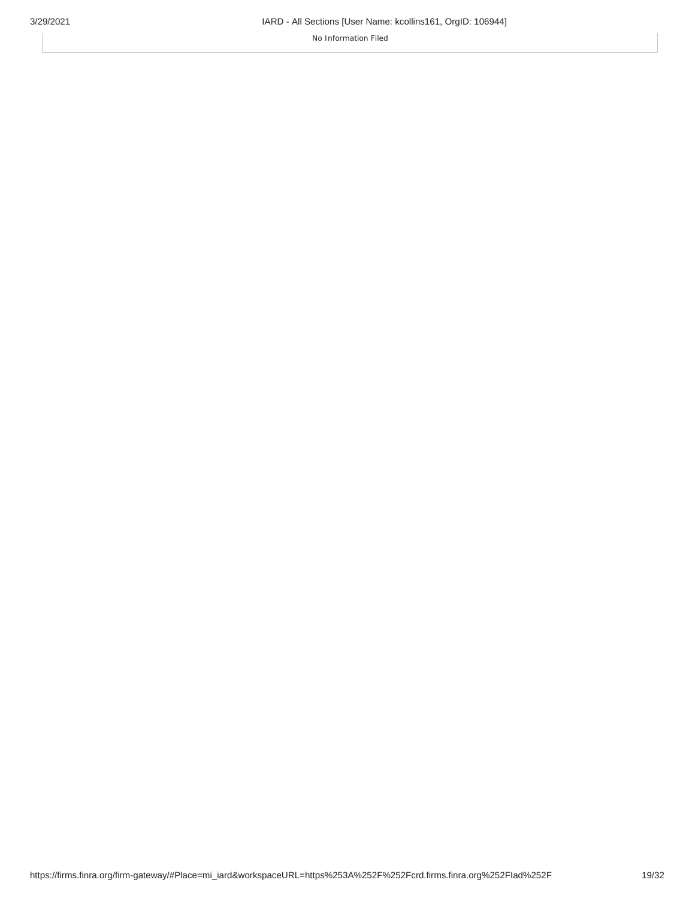No Information Filed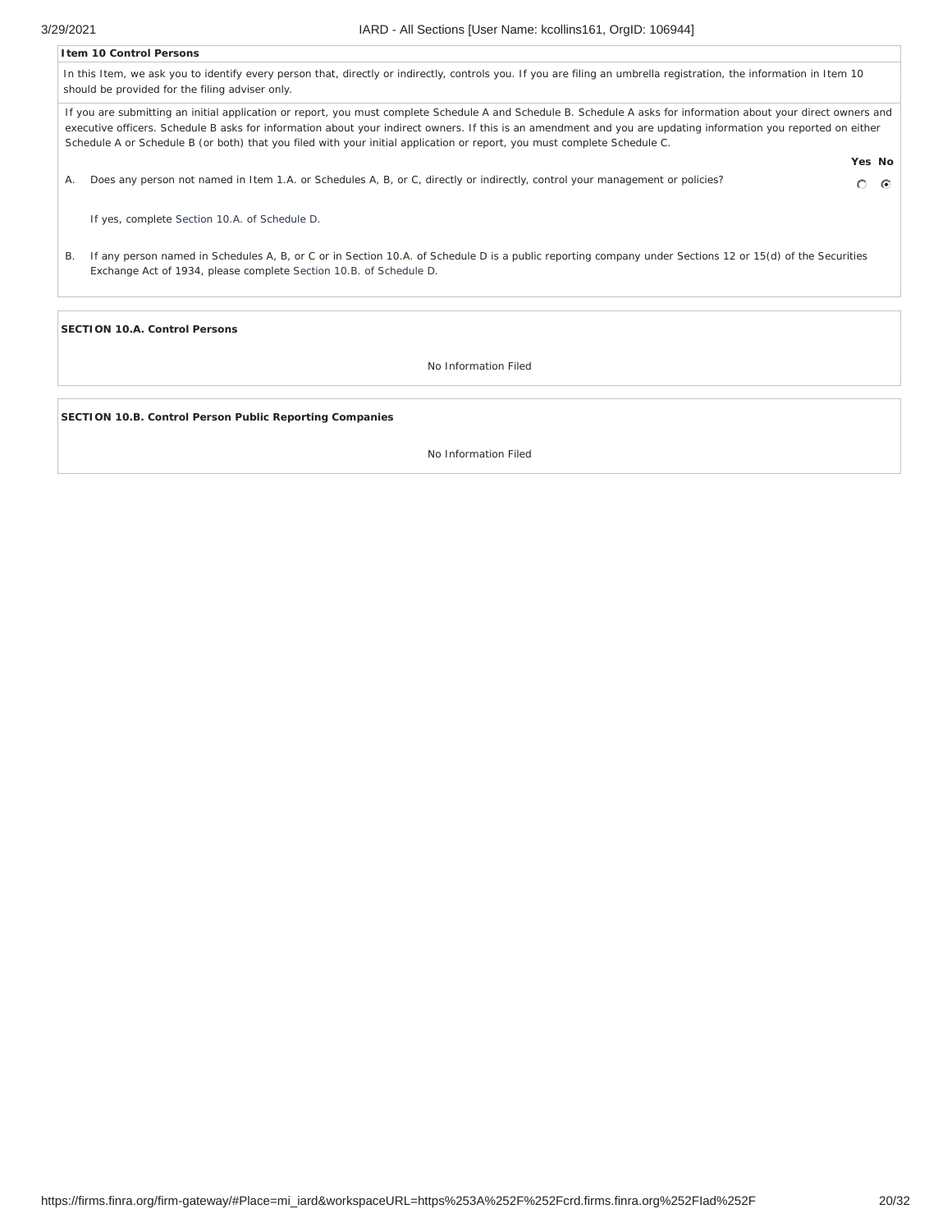**Item 10 Control Persons**

In this Item, we ask you to identify every person that, directly or indirectly, controls you. If you are filing an umbrella registration, the information in Item 10 should be provided for the filing adviser only.

If you are submitting an initial application or report, you must complete Schedule A and Schedule B. Schedule A asks for information about your direct owners and executive officers. Schedule B asks for information about your indirect owners. If this is an amendment and you are updating information you reported on either Schedule A or Schedule B (or both) that you filed with your initial application or report, you must complete Schedule C.

| | | Yes | No |
|---|---|---|---|
| A. | Does any person not named in Item 1.A. or Schedules A, B, or C, directly or indirectly, control your management or policies? | ○ | ◉ |

If yes, complete Section 10.A. of Schedule D.

B. If any person named in Schedules A, B, or C or in Section 10.A. of Schedule D is a public reporting company under Sections 12 or 15(d) of the Securities Exchange Act of 1934, please complete Section 10.B. of Schedule D.

**SECTION 10.A. Control Persons**

No Information Filed

**SECTION 10.B. Control Person Public Reporting Companies**

No Information Filed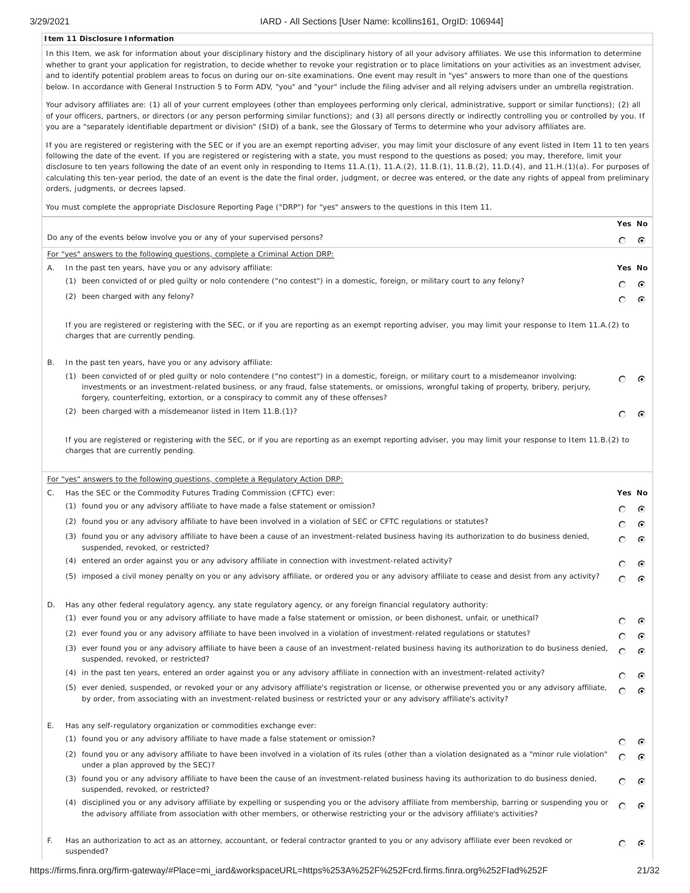## Item 11 Disclosure Information

In this Item, we ask for information about your disciplinary history and the disciplinary history of all your advisory affiliates. We use this information to determine whether to grant your application for registration, to decide whether to revoke your registration or to place limitations on your activities as an investment adviser, and to identify potential problem areas to focus on during our on-site examinations. One event may result in "yes" answers to more than one of the questions below. In accordance with General Instruction 5 to Form ADV, "you" and "your" include the filing adviser and all relying advisers under an umbrella registration.

Your advisory affiliates are: (1) all of your current employees (other than employees performing only clerical, administrative, support or similar functions); (2) all of your officers, partners, or directors (or any person performing similar functions); and (3) all persons directly or indirectly controlling you or controlled by you. If you are a "separately identifiable department or division" (SID) of a bank, see the Glossary of Terms to determine who your advisory affiliates are.

If you are registered or registering with the SEC or if you are an exempt reporting adviser, you may limit your disclosure of any event listed in Item 11 to ten years following the date of the event. If you are registered or registering with a state, you must respond to the questions as posed; you may, therefore, limit your disclosure to ten years following the date of an event only in responding to Items 11.A.(1), 11.A.(2), 11.B.(1), 11.B.(2), 11.D.(4), and 11.H.(1)(a). For purposes of calculating this ten-year period, the date of an event is the date the final order, judgment, or decree was entered, or the date any rights of appeal from preliminary orders, judgments, or decrees lapsed.

You must complete the appropriate Disclosure Reporting Page ("DRP") for "yes" answers to the questions in this Item 11.

| | Yes | No |
|---|---|---|
| Do any of the events below involve you or any of your supervised persons? | ○ | ◉ |

For "yes" answers to the following questions, complete a Criminal Action DRP:

| | Yes | No |
|---|---|---|
| A. In the past ten years, have you or any advisory affiliate: | | |
| (1) been convicted of or pled guilty or nolo contendere ("no contest") in a domestic, foreign, or military court to any felony? | ○ | ◉ |
| (2) been charged with any felony? | ○ | ◉ |

If you are registered or registering with the SEC, or if you are reporting as an exempt reporting adviser, you may limit your response to Item 11.A.(2) to charges that are currently pending.

| | Yes | No |
|---|---|---|
| B. In the past ten years, have you or any advisory affiliate: | | |
| (1) been convicted of or pled guilty or nolo contendere ("no contest") in a domestic, foreign, or military court to a misdemeanor involving: investments or an investment-related business, or any fraud, false statements, or omissions, wrongful taking of property, bribery, perjury, forgery, counterfeiting, extortion, or a conspiracy to commit any of these offenses? | ○ | ◉ |
| (2) been charged with a misdemeanor listed in Item 11.B.(1)? | ○ | ◉ |

If you are registered or registering with the SEC, or if you are reporting as an exempt reporting adviser, you may limit your response to Item 11.B.(2) to charges that are currently pending.

For "yes" answers to the following questions, complete a Regulatory Action DRP:

| | Yes | No |
|---|---|---|
| C. Has the SEC or the Commodity Futures Trading Commission (CFTC) ever: | | |
| (1) found you or any advisory affiliate to have made a false statement or omission? | ○ | ◉ |
| (2) found you or any advisory affiliate to have been involved in a violation of SEC or CFTC regulations or statutes? | ○ | ◉ |
| (3) found you or any advisory affiliate to have been a cause of an investment-related business having its authorization to do business denied, suspended, revoked, or restricted? | ○ | ◉ |
| (4) entered an order against you or any advisory affiliate in connection with investment-related activity? | ○ | ◉ |
| (5) imposed a civil money penalty on you or any advisory affiliate, or ordered you or any advisory affiliate to cease and desist from any activity? | ○ | ◉ |
| D. Has any other federal regulatory agency, any state regulatory agency, or any foreign financial regulatory authority: | | |
| (1) ever found you or any advisory affiliate to have made a false statement or omission, or been dishonest, unfair, or unethical? | ○ | ◉ |
| (2) ever found you or any advisory affiliate to have been involved in a violation of investment-related regulations or statutes? | ○ | ◉ |
| (3) ever found you or any advisory affiliate to have been a cause of an investment-related business having its authorization to do business denied, suspended, revoked, or restricted? | ○ | ◉ |
| (4) in the past ten years, entered an order against you or any advisory affiliate in connection with an investment-related activity? | ○ | ◉ |
| (5) ever denied, suspended, or revoked your or any advisory affiliate's registration or license, or otherwise prevented you or any advisory affiliate, by order, from associating with an investment-related business or restricted your or any advisory affiliate's activity? | ○ | ◉ |
| E. Has any self-regulatory organization or commodities exchange ever: | | |
| (1) found you or any advisory affiliate to have made a false statement or omission? | ○ | ◉ |
| (2) found you or any advisory affiliate to have been involved in a violation of its rules (other than a violation designated as a "minor rule violation" under a plan approved by the SEC)? | ○ | ◉ |
| (3) found you or any advisory affiliate to have been the cause of an investment-related business having its authorization to do business denied, suspended, revoked, or restricted? | ○ | ◉ |
| (4) disciplined you or any advisory affiliate by expelling or suspending you or the advisory affiliate from membership, barring or suspending you or the advisory affiliate from association with other members, or otherwise restricting your or the advisory affiliate's activities? | ○ | ◉ |
| F. Has an authorization to act as an attorney, accountant, or federal contractor granted to you or any advisory affiliate ever been revoked or suspended? | ○ | ◉ |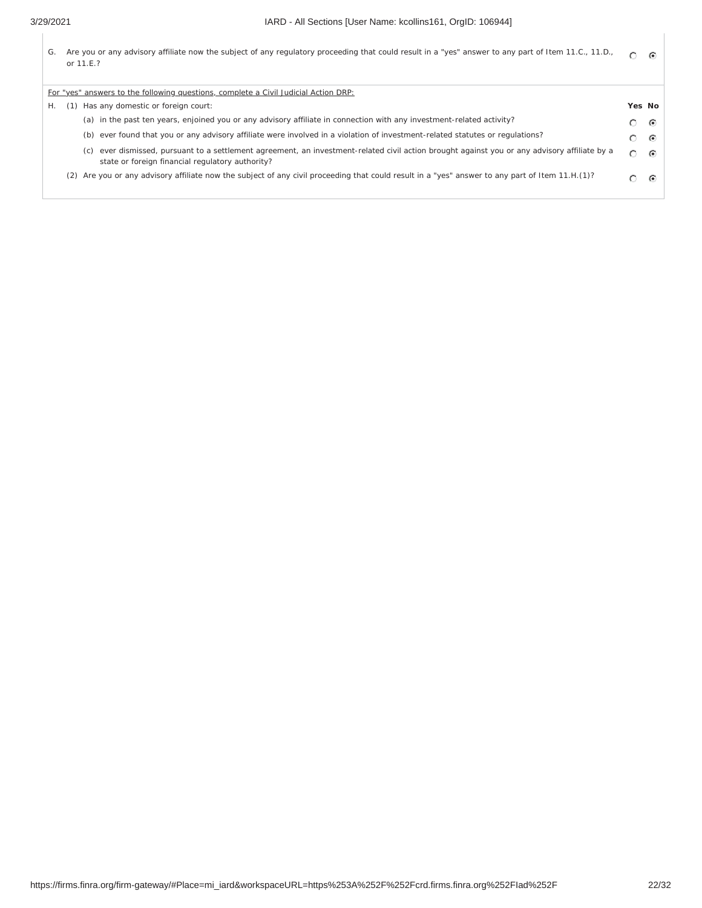G. Are you or any advisory affiliate now the subject of any regulatory proceeding that could result in a "yes" answer to any part of Item 11.C., 11.D., or 11.E.? ○ ◉

For "yes" answers to the following questions, complete a Civil Judicial Action DRP:

| | | Yes | No |
|---|---|---|---|
| H. | (1) Has any domestic or foreign court: | | |
| | (a) in the past ten years, enjoined you or any advisory affiliate in connection with any investment-related activity? | ○ | ◉ |
| | (b) ever found that you or any advisory affiliate were involved in a violation of investment-related statutes or regulations? | ○ | ◉ |
| | (c) ever dismissed, pursuant to a settlement agreement, an investment-related civil action brought against you or any advisory affiliate by a state or foreign financial regulatory authority? | ○ | ◉ |
| | (2) Are you or any advisory affiliate now the subject of any civil proceeding that could result in a "yes" answer to any part of Item 11.H.(1)? | ○ | ◉ |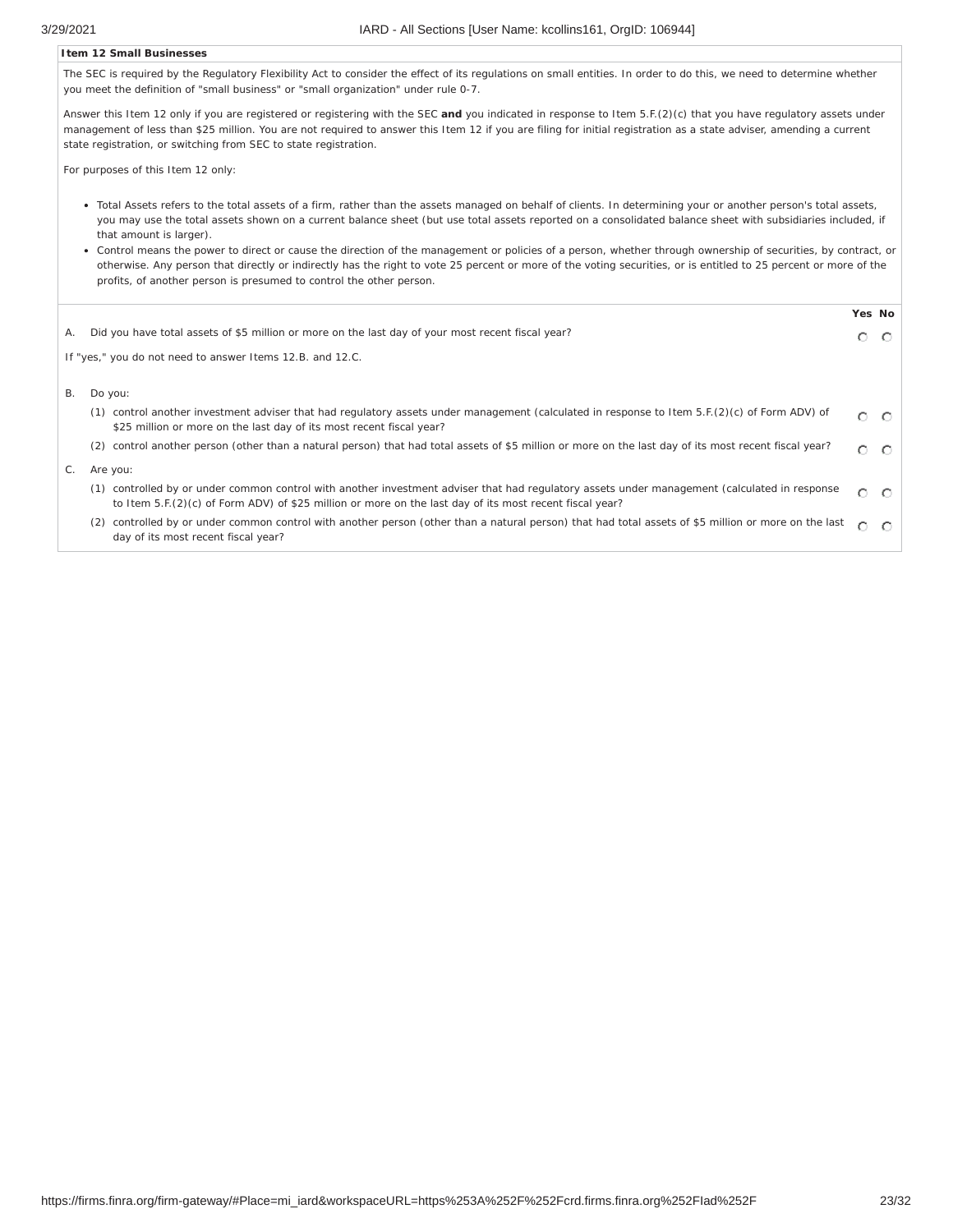**Item 12 Small Businesses**

The SEC is required by the Regulatory Flexibility Act to consider the effect of its regulations on small entities. In order to do this, we need to determine whether you meet the definition of "small business" or "small organization" under rule 0-7.

Answer this Item 12 only if you are registered or registering with the SEC **and** you indicated in response to Item 5.F.(2)(c) that you have regulatory assets under management of less than $25 million. You are not required to answer this Item 12 if you are filing for initial registration as a state adviser, amending a current state registration, or switching from SEC to state registration.

For purposes of this Item 12 only:

- Total Assets refers to the total assets of a firm, rather than the assets managed on behalf of clients. In determining your or another person's total assets, you may use the total assets shown on a current balance sheet (but use total assets reported on a consolidated balance sheet with subsidiaries included, if that amount is larger).
- Control means the power to direct or cause the direction of the management or policies of a person, whether through ownership of securities, by contract, or otherwise. Any person that directly or indirectly has the right to vote 25 percent or more of the voting securities, or is entitled to 25 percent or more of the profits, of another person is presumed to control the other person.

| | | Yes | No |
|---|---|---|---|
| A. | Did you have total assets of $5 million or more on the last day of your most recent fiscal year? | ○ | ○ |
| | If "yes," you do not need to answer Items 12.B. and 12.C. | | |
| B. | Do you: | | |
| | (1) control another investment adviser that had regulatory assets under management (calculated in response to Item 5.F.(2)(c) of Form ADV) of $25 million or more on the last day of its most recent fiscal year? | ○ | ○ |
| | (2) control another person (other than a natural person) that had total assets of $5 million or more on the last day of its most recent fiscal year? | ○ | ○ |
| C. | Are you: | | |
| | (1) controlled by or under common control with another investment adviser that had regulatory assets under management (calculated in response to Item 5.F.(2)(c) of Form ADV) of $25 million or more on the last day of its most recent fiscal year? | ○ | ○ |
| | (2) controlled by or under common control with another person (other than a natural person) that had total assets of $5 million or more on the last day of its most recent fiscal year? | ○ | ○ |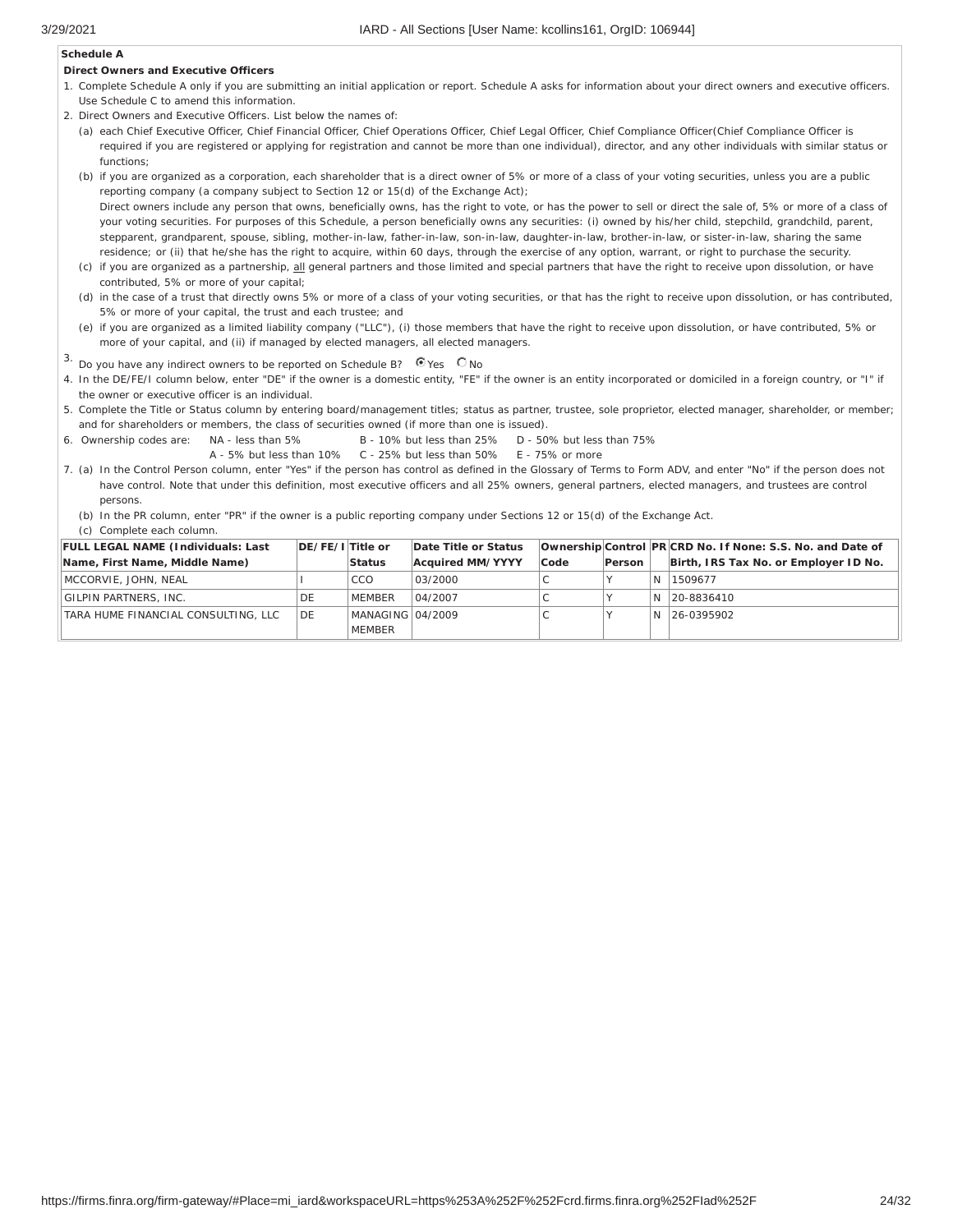**Schedule A**

**Direct Owners and Executive Officers**

1. Complete Schedule A only if you are submitting an initial application or report. Schedule A asks for information about your direct owners and executive officers. Use Schedule C to amend this information.
2. Direct Owners and Executive Officers. List below the names of:
   (a) each Chief Executive Officer, Chief Financial Officer, Chief Operations Officer, Chief Legal Officer, Chief Compliance Officer(Chief Compliance Officer is required if you are registered or applying for registration and cannot be more than one individual), director, and any other individuals with similar status or functions;
   (b) if you are organized as a corporation, each shareholder that is a direct owner of 5% or more of a class of your voting securities, unless you are a public reporting company (a company subject to Section 12 or 15(d) of the Exchange Act);
   Direct owners include any person that owns, beneficially owns, has the right to vote, or has the power to sell or direct the sale of, 5% or more of a class of your voting securities. For purposes of this Schedule, a person beneficially owns any securities: (i) owned by his/her child, stepchild, grandchild, parent, stepparent, grandparent, spouse, sibling, mother-in-law, father-in-law, son-in-law, daughter-in-law, brother-in-law, or sister-in-law, sharing the same residence; or (ii) that he/she has the right to acquire, within 60 days, through the exercise of any option, warrant, or right to purchase the security.
   (c) if you are organized as a partnership, all general partners and those limited and special partners that have the right to receive upon dissolution, or have contributed, 5% or more of your capital;
   (d) in the case of a trust that directly owns 5% or more of a class of your voting securities, or that has the right to receive upon dissolution, or has contributed, 5% or more of your capital, the trust and each trustee; and
   (e) if you are organized as a limited liability company ("LLC"), (i) those members that have the right to receive upon dissolution, or have contributed, 5% or more of your capital, and (ii) if managed by elected managers, all elected managers.
3. Do you have any indirect owners to be reported on Schedule B? ◉ Yes ○ No
4. In the DE/FE/I column below, enter "DE" if the owner is a domestic entity, "FE" if the owner is an entity incorporated or domiciled in a foreign country, or "I" if the owner or executive officer is an individual.
5. Complete the Title or Status column by entering board/management titles; status as partner, trustee, sole proprietor, elected manager, shareholder, or member; and for shareholders or members, the class of securities owned (if more than one is issued).
6. Ownership codes are: NA - less than 5%, A - 5% but less than 10%, B - 10% but less than 25%, C - 25% but less than 50%, D - 50% but less than 75%, E - 75% or more
7. (a) In the Control Person column, enter "Yes" if the person has control as defined in the Glossary of Terms to Form ADV, and enter "No" if the person does not have control. Note that under this definition, most executive officers and all 25% owners, general partners, elected managers, and trustees are control persons.
   (b) In the PR column, enter "PR" if the owner is a public reporting company under Sections 12 or 15(d) of the Exchange Act.
   (c) Complete each column.

| FULL LEGAL NAME (Individuals: Last Name, First Name, Middle Name) | DE/FE/I | Title or Status | Date Title or Status Acquired MM/YYYY | Ownership Code | Control Person | PR | CRD No. If None: S.S. No. and Date of Birth, IRS Tax No. or Employer ID No. |
|---|---|---|---|---|---|---|---|
| MCCORVIE, JOHN, NEAL | I | CCO | 03/2000 | C | Y | N | 1509677 |
| GILPIN PARTNERS, INC. | DE | MEMBER | 04/2007 | C | Y | N | 20-8836410 |
| TARA HUME FINANCIAL CONSULTING, LLC | DE | MANAGING MEMBER | 04/2009 | C | Y | N | 26-0395902 |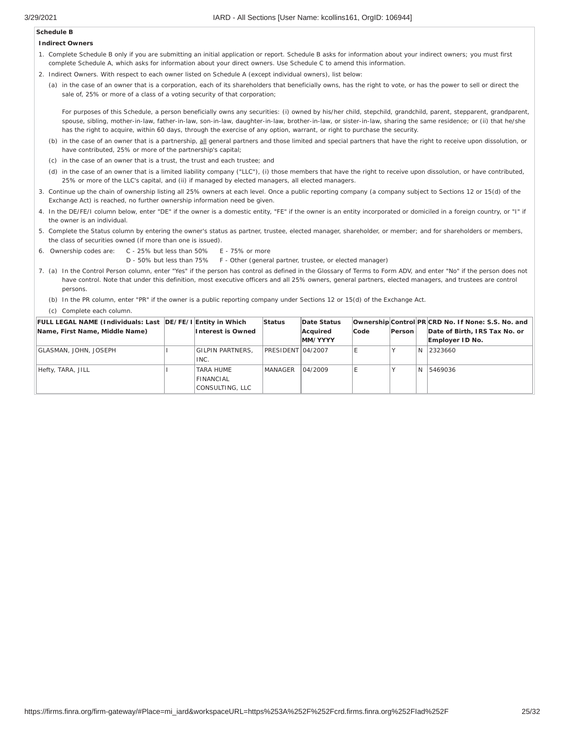**Schedule B**

**Indirect Owners**

1. Complete Schedule B only if you are submitting an initial application or report. Schedule B asks for information about your indirect owners; you must first complete Schedule A, which asks for information about your direct owners. Use Schedule C to amend this information.
2. Indirect Owners. With respect to each owner listed on Schedule A (except individual owners), list below:
   (a) in the case of an owner that is a corporation, each of its shareholders that beneficially owns, has the right to vote, or has the power to sell or direct the sale of, 25% or more of a class of a voting security of that corporation;

   For purposes of this Schedule, a person beneficially owns any securities: (i) owned by his/her child, stepchild, grandchild, parent, stepparent, grandparent, spouse, sibling, mother-in-law, father-in-law, son-in-law, daughter-in-law, brother-in-law, or sister-in-law, sharing the same residence; or (ii) that he/she has the right to acquire, within 60 days, through the exercise of any option, warrant, or right to purchase the security.

   (b) in the case of an owner that is a partnership, all general partners and those limited and special partners that have the right to receive upon dissolution, or have contributed, 25% or more of the partnership's capital;
   (c) in the case of an owner that is a trust, the trust and each trustee; and
   (d) in the case of an owner that is a limited liability company ("LLC"), (i) those members that have the right to receive upon dissolution, or have contributed, 25% or more of the LLC's capital, and (ii) if managed by elected managers, all elected managers.
3. Continue up the chain of ownership listing all 25% owners at each level. Once a public reporting company (a company subject to Sections 12 or 15(d) of the Exchange Act) is reached, no further ownership information need be given.
4. In the DE/FE/I column below, enter "DE" if the owner is a domestic entity, "FE" if the owner is an entity incorporated or domiciled in a foreign country, or "I" if the owner is an individual.
5. Complete the Status column by entering the owner's status as partner, trustee, elected manager, shareholder, or member; and for shareholders or members, the class of securities owned (if more than one is issued).
6. Ownership codes are: C - 25% but less than 50% E - 75% or more
   D - 50% but less than 75% F - Other (general partner, trustee, or elected manager)
7. (a) In the Control Person column, enter "Yes" if the person has control as defined in the Glossary of Terms to Form ADV, and enter "No" if the person does not have control. Note that under this definition, most executive officers and all 25% owners, general partners, elected managers, and trustees are control persons.
   (b) In the PR column, enter "PR" if the owner is a public reporting company under Sections 12 or 15(d) of the Exchange Act.
   (c) Complete each column.

| FULL LEGAL NAME (Individuals: Last Name, First Name, Middle Name) | DE/FE/I | Entity in Which Interest is Owned | Status | Date Status Acquired MM/YYYY | Ownership Code | Control Person | PR | CRD No. If None: S.S. No. and Date of Birth, IRS Tax No. or Employer ID No. |
|---|---|---|---|---|---|---|---|---|
| GLASMAN, JOHN, JOSEPH | I | GILPIN PARTNERS, INC. | PRESIDENT | 04/2007 | E | Y | N | 2323660 |
| Hefty, TARA, JILL | I | TARA HUME FINANCIAL CONSULTING, LLC | MANAGER | 04/2009 | E | Y | N | 5469036 |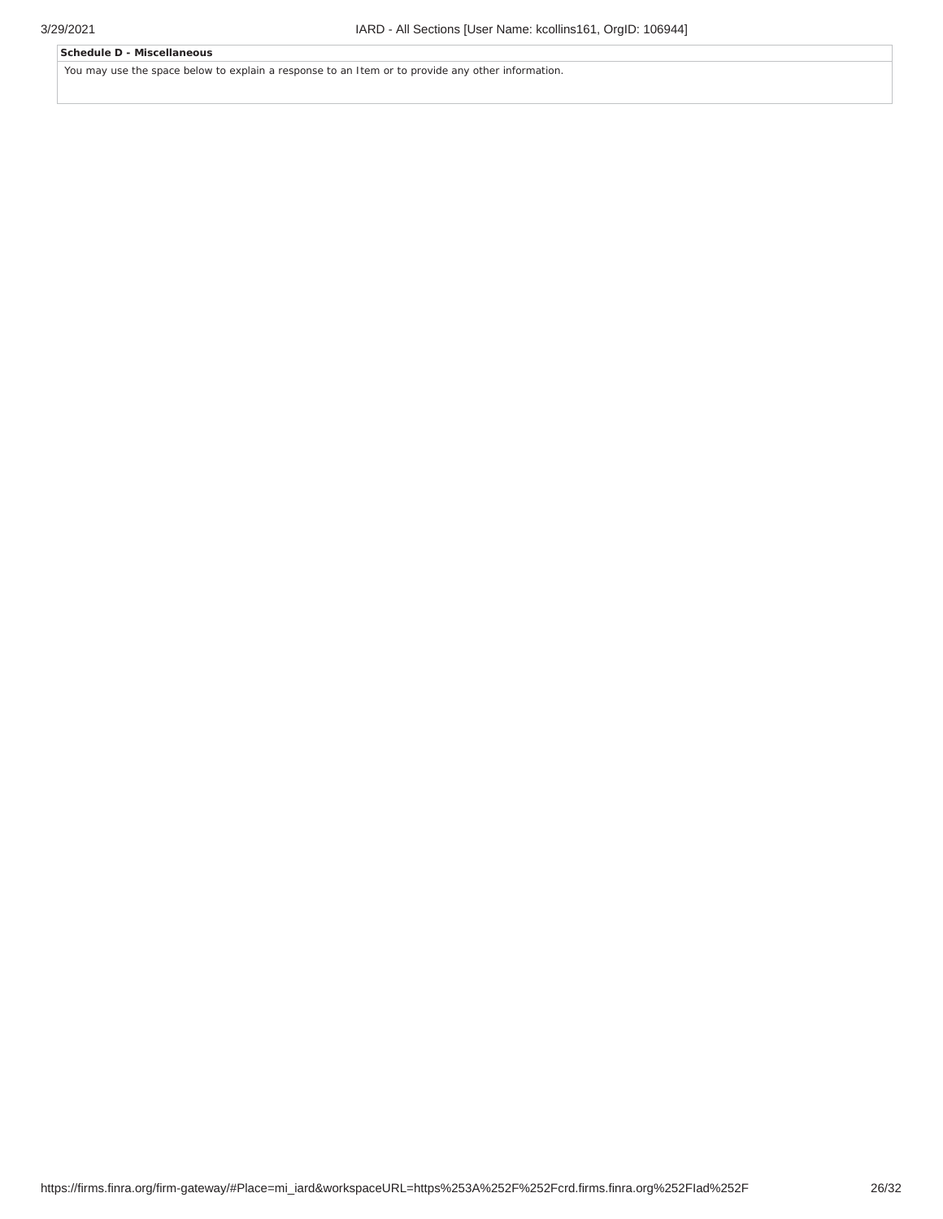**Schedule D - Miscellaneous**

You may use the space below to explain a response to an Item or to provide any other information.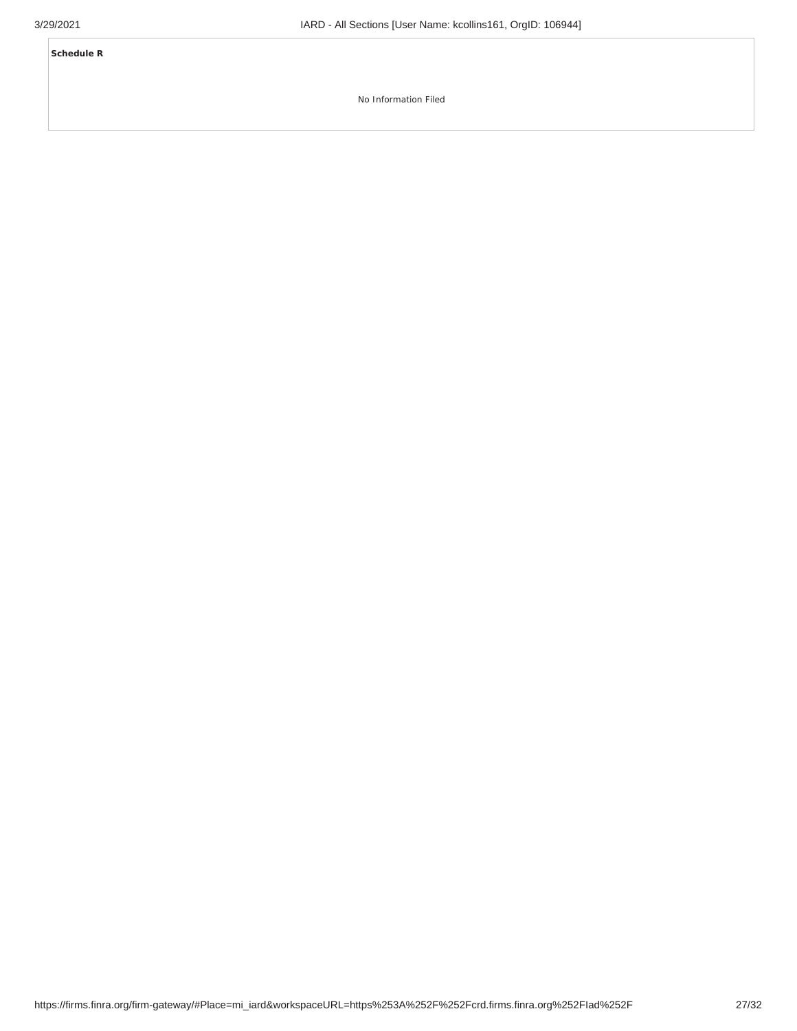**Schedule R**

No Information Filed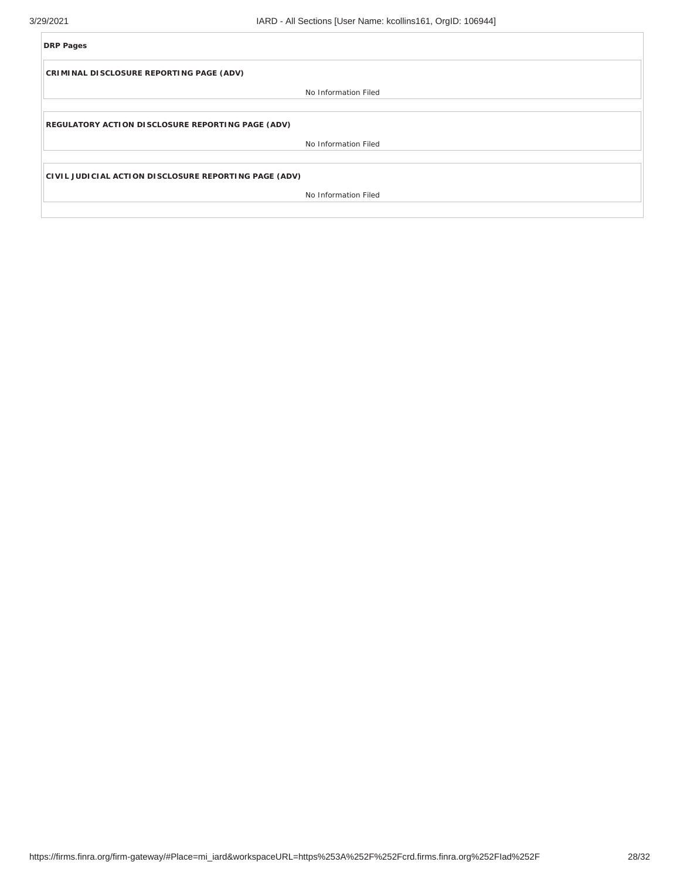**DRP Pages**

**CRIMINAL DISCLOSURE REPORTING PAGE (ADV)**

No Information Filed

**REGULATORY ACTION DISCLOSURE REPORTING PAGE (ADV)**

No Information Filed

**CIVIL JUDICIAL ACTION DISCLOSURE REPORTING PAGE (ADV)**

No Information Filed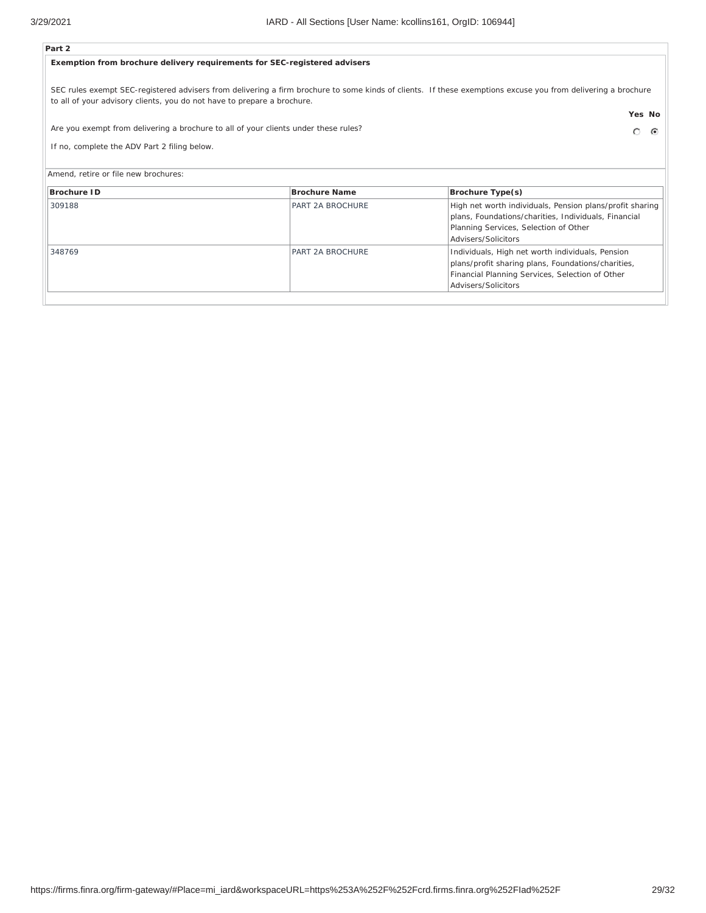**Part 2**

**Exemption from brochure delivery requirements for SEC-registered advisers**

SEC rules exempt SEC-registered advisers from delivering a firm brochure to some kinds of clients. If these exemptions excuse you from delivering a brochure to all of your advisory clients, you do not have to prepare a brochure.

| | Yes | No |
|---|---|---|
| Are you exempt from delivering a brochure to all of your clients under these rules? | ○ | ◉ |

If no, complete the ADV Part 2 filing below.

Amend, retire or file new brochures:

| Brochure ID | Brochure Name | Brochure Type(s) |
|---|---|---|
| 309188 | PART 2A BROCHURE | High net worth individuals, Pension plans/profit sharing plans, Foundations/charities, Individuals, Financial Planning Services, Selection of Other Advisers/Solicitors |
| 348769 | PART 2A BROCHURE | Individuals, High net worth individuals, Pension plans/profit sharing plans, Foundations/charities, Financial Planning Services, Selection of Other Advisers/Solicitors |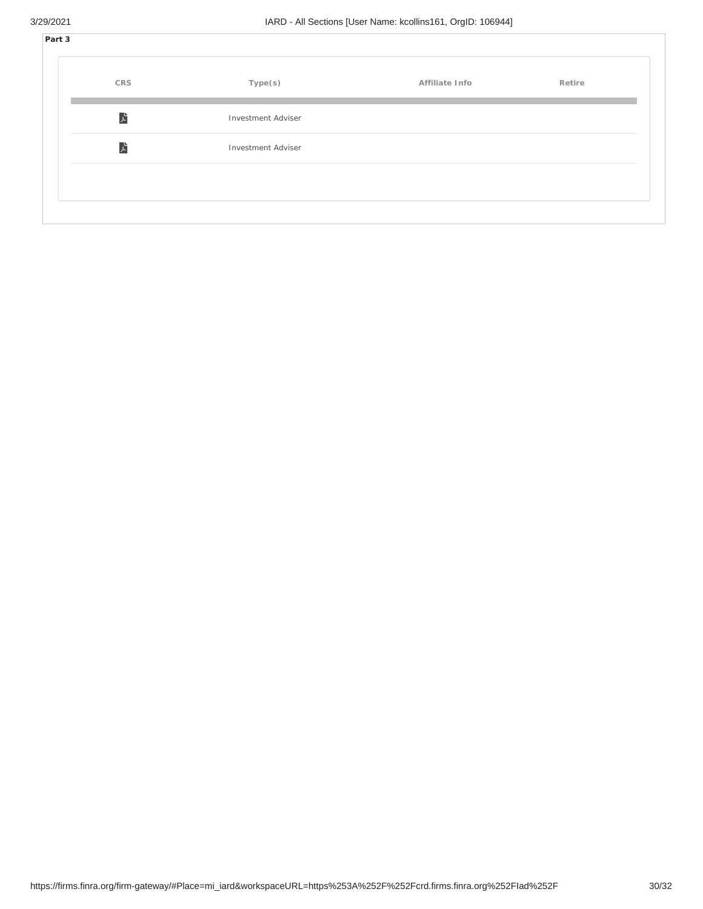**Part 3**

| CRS | Type(s) | Affiliate Info | Retire |
| --- | --- | --- | --- |
| | Investment Adviser | | |
| | Investment Adviser | | |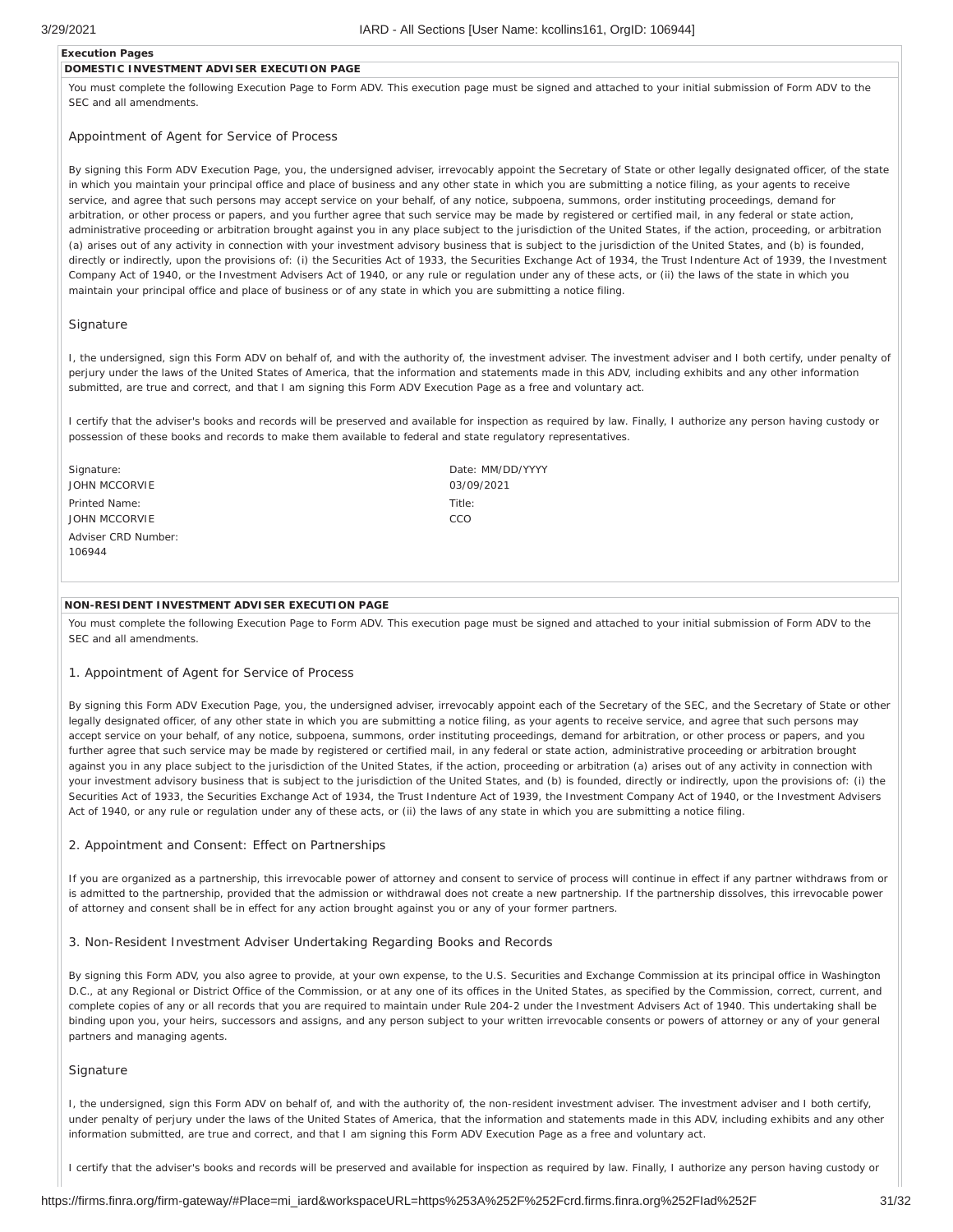**Execution Pages**

**DOMESTIC INVESTMENT ADVISER EXECUTION PAGE**

You must complete the following Execution Page to Form ADV. This execution page must be signed and attached to your initial submission of Form ADV to the SEC and all amendments.

## Appointment of Agent for Service of Process

By signing this Form ADV Execution Page, you, the undersigned adviser, irrevocably appoint the Secretary of State or other legally designated officer, of the state in which you maintain your principal office and place of business and any other state in which you are submitting a notice filing, as your agents to receive service, and agree that such persons may accept service on your behalf, of any notice, subpoena, summons, order instituting proceedings, demand for arbitration, or other process or papers, and you further agree that such service may be made by registered or certified mail, in any federal or state action, administrative proceeding or arbitration brought against you in any place subject to the jurisdiction of the United States, if the action, proceeding, or arbitration (a) arises out of any activity in connection with your investment advisory business that is subject to the jurisdiction of the United States, and (b) is founded, directly or indirectly, upon the provisions of: (i) the Securities Act of 1933, the Securities Exchange Act of 1934, the Trust Indenture Act of 1939, the Investment Company Act of 1940, or the Investment Advisers Act of 1940, or any rule or regulation under any of these acts, or (ii) the laws of the state in which you maintain your principal office and place of business or of any state in which you are submitting a notice filing.

## Signature

I, the undersigned, sign this Form ADV on behalf of, and with the authority of, the investment adviser. The investment adviser and I both certify, under penalty of perjury under the laws of the United States of America, that the information and statements made in this ADV, including exhibits and any other information submitted, are true and correct, and that I am signing this Form ADV Execution Page as a free and voluntary act.

I certify that the adviser's books and records will be preserved and available for inspection as required by law. Finally, I authorize any person having custody or possession of these books and records to make them available to federal and state regulatory representatives.

| | |
|---|---|
| Signature:<br>JOHN MCCORVIE | Date: MM/DD/YYYY<br>03/09/2021 |
| Printed Name:<br>JOHN MCCORVIE | Title:<br>CCO |
| Adviser CRD Number:<br>106944 | |

**NON-RESIDENT INVESTMENT ADVISER EXECUTION PAGE**

You must complete the following Execution Page to Form ADV. This execution page must be signed and attached to your initial submission of Form ADV to the SEC and all amendments.

## 1. Appointment of Agent for Service of Process

By signing this Form ADV Execution Page, you, the undersigned adviser, irrevocably appoint each of the Secretary of the SEC, and the Secretary of State or other legally designated officer, of any other state in which you are submitting a notice filing, as your agents to receive service, and agree that such persons may accept service on your behalf, of any notice, subpoena, summons, order instituting proceedings, demand for arbitration, or other process or papers, and you further agree that such service may be made by registered or certified mail, in any federal or state action, administrative proceeding or arbitration brought against you in any place subject to the jurisdiction of the United States, if the action, proceeding or arbitration (a) arises out of any activity in connection with your investment advisory business that is subject to the jurisdiction of the United States, and (b) is founded, directly or indirectly, upon the provisions of: (i) the Securities Act of 1933, the Securities Exchange Act of 1934, the Trust Indenture Act of 1939, the Investment Company Act of 1940, or the Investment Advisers Act of 1940, or any rule or regulation under any of these acts, or (ii) the laws of any state in which you are submitting a notice filing.

## 2. Appointment and Consent: Effect on Partnerships

If you are organized as a partnership, this irrevocable power of attorney and consent to service of process will continue in effect if any partner withdraws from or is admitted to the partnership, provided that the admission or withdrawal does not create a new partnership. If the partnership dissolves, this irrevocable power of attorney and consent shall be in effect for any action brought against you or any of your former partners.

## 3. Non-Resident Investment Adviser Undertaking Regarding Books and Records

By signing this Form ADV, you also agree to provide, at your own expense, to the U.S. Securities and Exchange Commission at its principal office in Washington D.C., at any Regional or District Office of the Commission, or at any one of its offices in the United States, as specified by the Commission, correct, current, and complete copies of any or all records that you are required to maintain under Rule 204-2 under the Investment Advisers Act of 1940. This undertaking shall be binding upon you, your heirs, successors and assigns, and any person subject to your written irrevocable consents or powers of attorney or any of your general partners and managing agents.

## Signature

I, the undersigned, sign this Form ADV on behalf of, and with the authority of, the non-resident investment adviser. The investment adviser and I both certify, under penalty of perjury under the laws of the United States of America, that the information and statements made in this ADV, including exhibits and any other information submitted, are true and correct, and that I am signing this Form ADV Execution Page as a free and voluntary act.

I certify that the adviser's books and records will be preserved and available for inspection as required by law. Finally, I authorize any person having custody or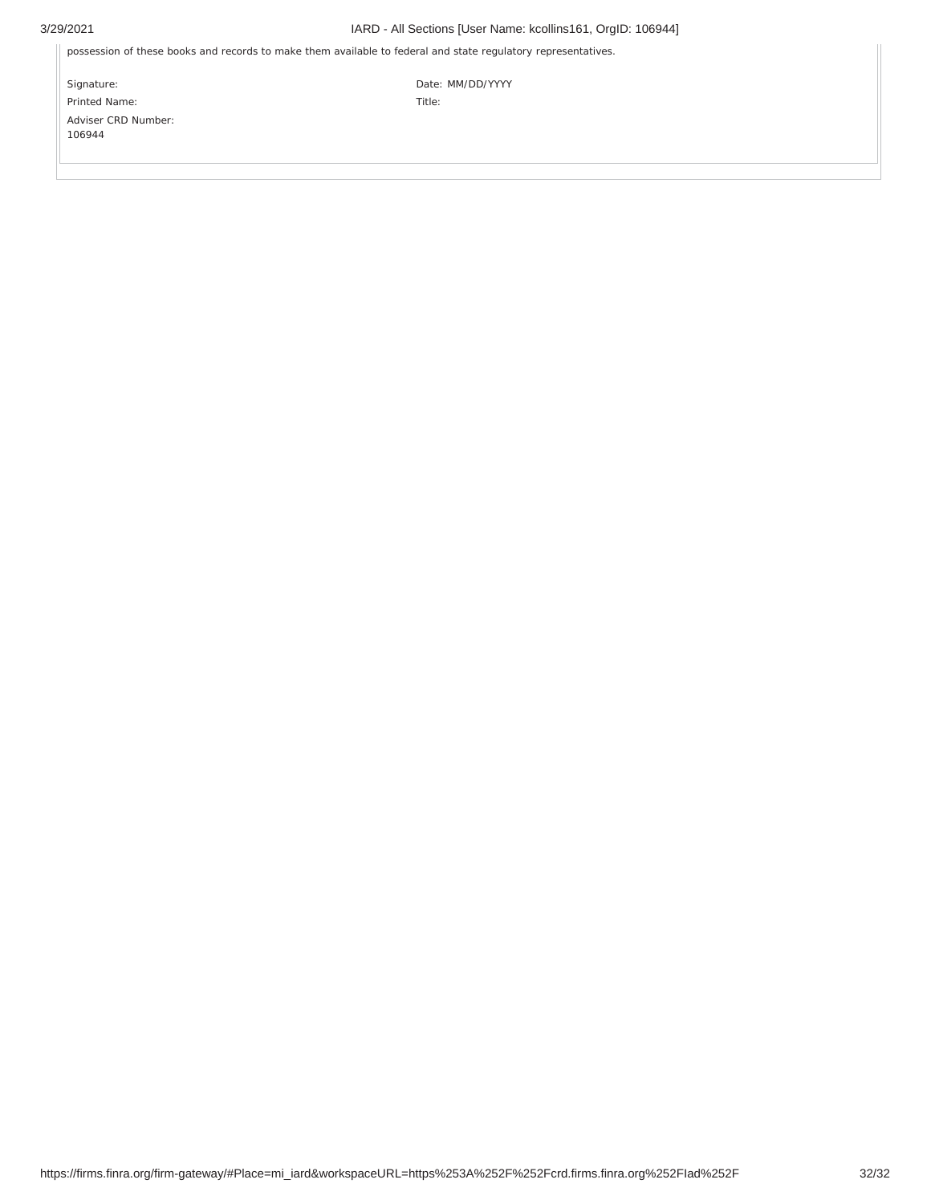possession of these books and records to make them available to federal and state regulatory representatives.

Signature: Date: MM/DD/YYYY

Printed Name: Title:

Adviser CRD Number:
106944